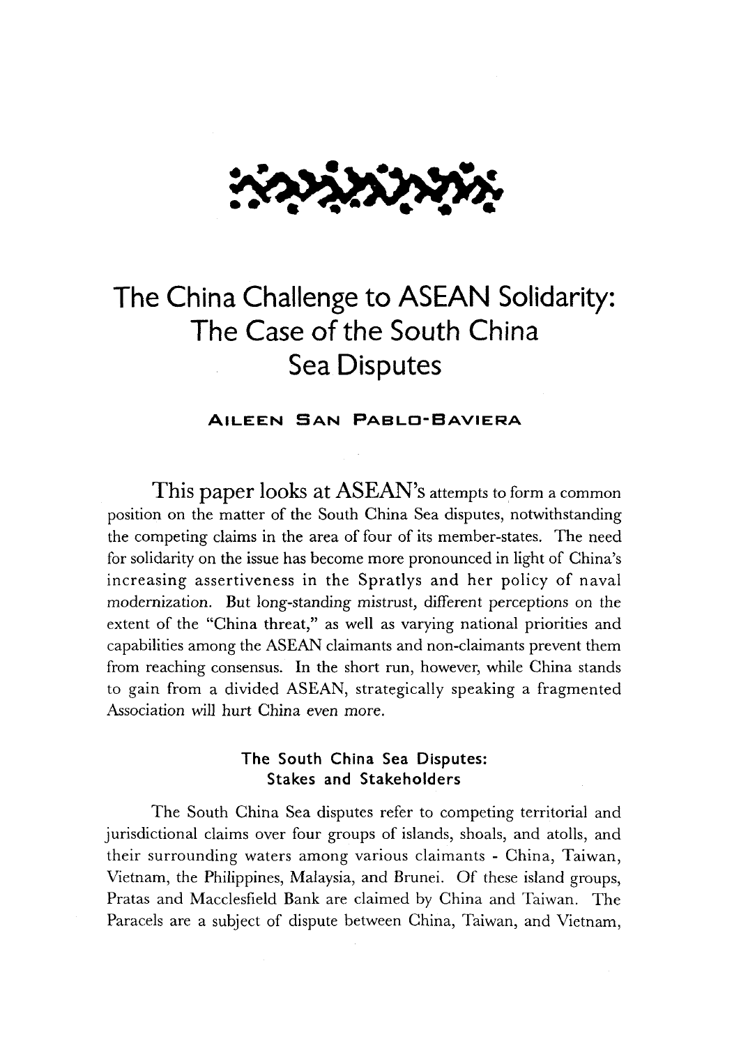# The China Challenge to ASEAN Solidarity: The Case of the South China Sea Disputes

**AILEEN SAN PABLO-BAVIERA**

This paper looks at ASEAN's attempts to form a common position on the matter of the South China Sea disputes, notwithstanding the competing claims in the area of four of its member-states. The need for solidarity on the issue has become more pronounced in light of China's increasing assertiveness in the Spratlys and her policy of naval modernization. But long-standing mistrust, different perceptions on the extent of the "China threat," as well as varying national priorities and capabilities among the ASEAN claimants and non-claimants prevent them from reaching consensus. In the short run, however, while China stands to gain from a divided ASEAN, strategically speaking a fragmented Association will hurt China even more.

## The South China Sea Disputes: Stakes and Stakeholders

The South China Sea disputes refer to competing territorial and jurisdictional claims over four groups of islands, shoals, and atolls, and their surrounding waters among various claimants - China, Taiwan, Vietnam, the Philippines, Malaysia, and Brunei. Of these island groups, Pratas and Macclesfield Bank are claimed by China and Taiwan. The Paracels are a subject of dispute between China, Taiwan, and Vietnam,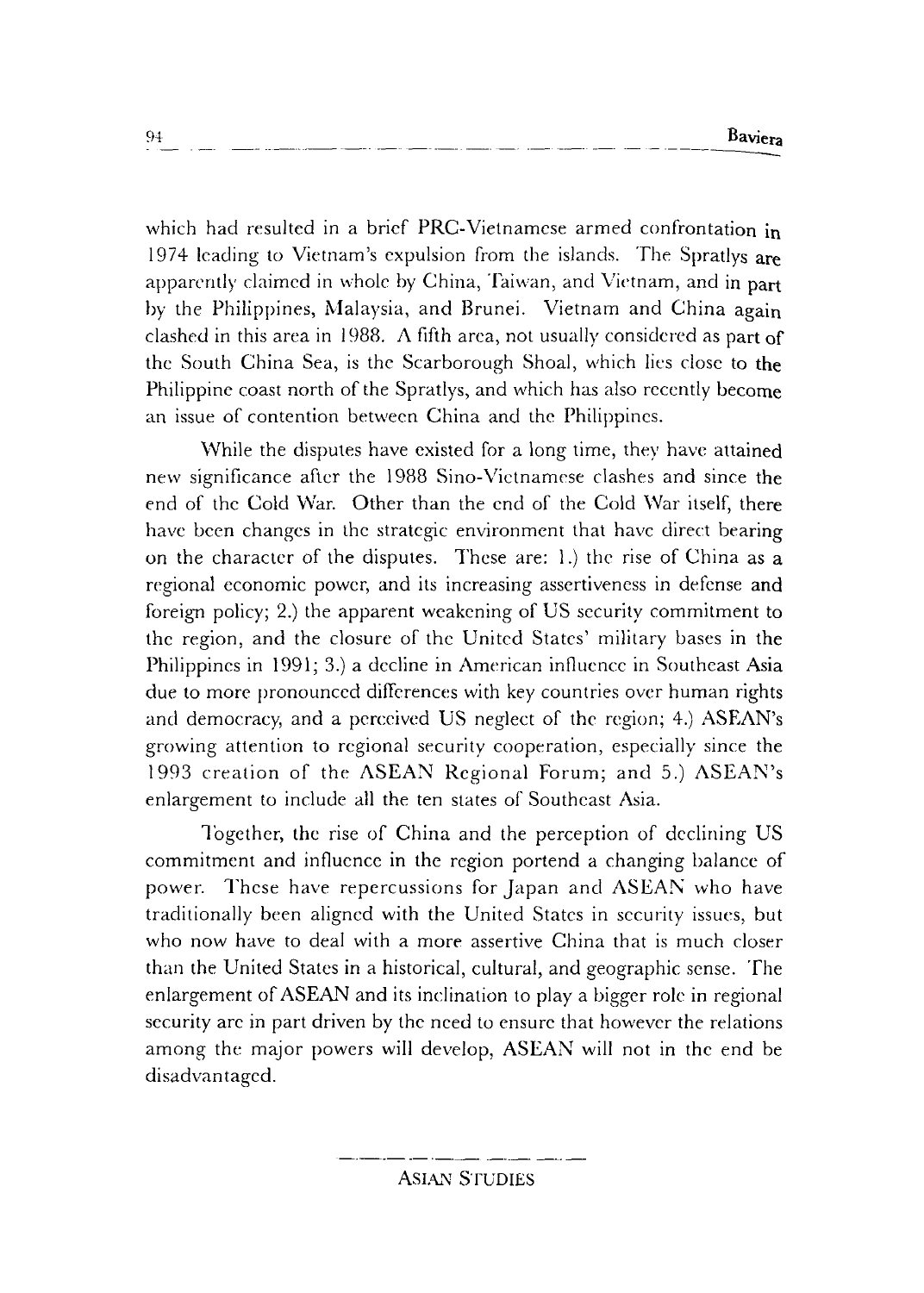which had resulted in a brief PRC-Vietnamese armed confrontation in 1974 leading to Vietnam's expulsion from the islands. The Spratlys are apparently claimed in whole by China, Taiwan, and Vietnam, and in part by the Philippines, Malaysia, and Brunei. Vietnam and China again clashed in this area in 1988. A fifth area, not usually considered as part of the South China Sea, is the Scarborough Shoal, which lies close to the Philippine coast north of the Spratlys, and which has also recently become an issue of contention between China and the Philippines.

While the disputes have existed for a long time, they have attained new significance after the 1988 Sino-Vietnamese clashes and since the end of the Cold War. Other than the end of the Cold War itself, there have been changes in the strategic environment that have direct bearing on the character of the disputes. These are: 1.) the rise of China as a regional economic power, and its increasing assertiveness in defense and foreign policy; 2.) the apparent weakening of US security commitment to the region, and the closure of the United States' military bases in the Philippines in 1991; 3.) a decline in American influence in Southeast Asia due to more pronounced differences with key countries over human rights and democracy, and a perceived US neglect of the region; 4.) ASEAN's growing attention to regional security cooperation, especially since the 1993 creation of the ASEAN Regional Forum; and 5.) ASEAN's enlargement to include all the ten states of Southeast Asia.

Together, the rise of China and the perception of declining US commitment and influence in the region portend a changing balance of power. These have repercussions for Japan and ASEAN who have traditionally been aligned with the United States in security issues, but who now have to deal with a more assertive China that is much closer than the United States in a historical, cultural, and geographic sense. The enlargement of ASEAN and its inclination to play a bigger role in regional security are in part driven by the need to ensure that however the relations among the major powers will develop, ASEAN will not in the end be disadvantaged.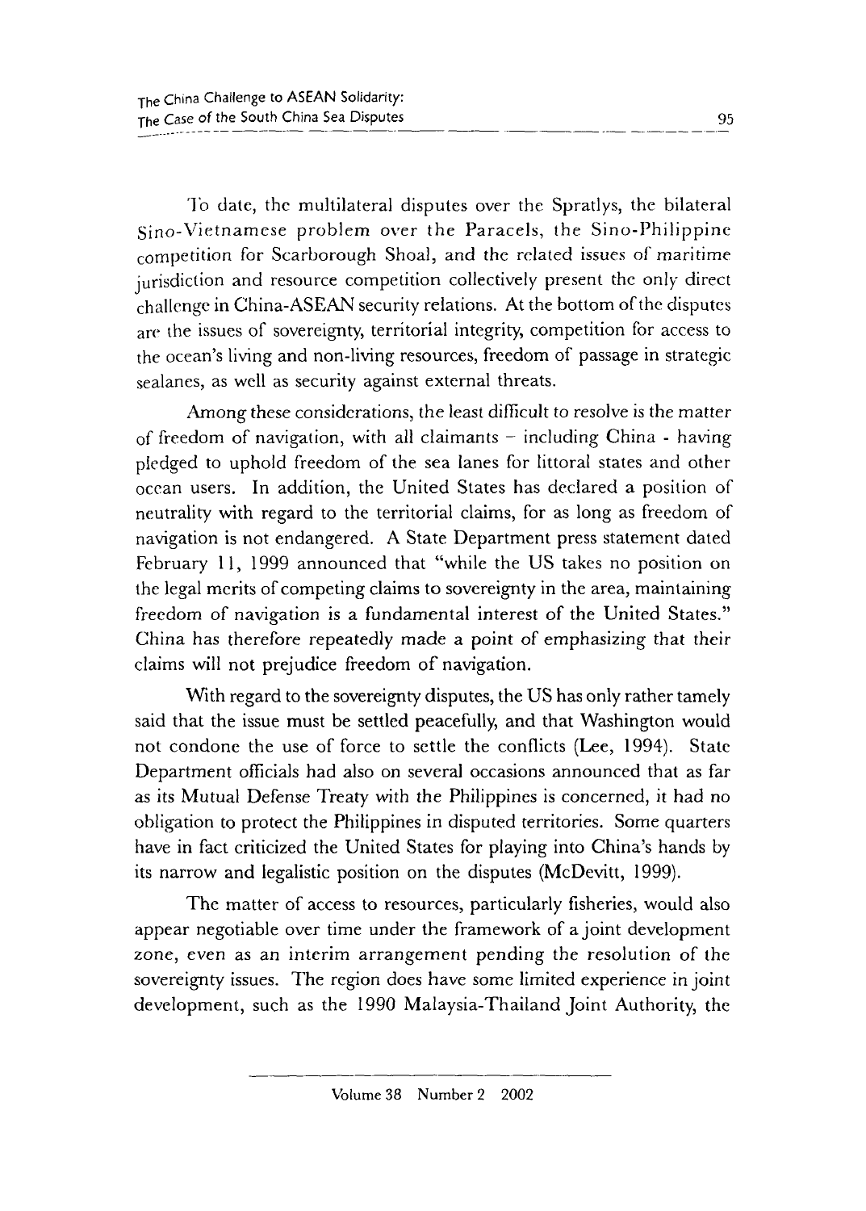To date, the multilateral disputes over the Spratlys, the bilateral Sino-Vietnamese problem over the Paracels, the Sino-Philippine competition for Scarborough Shoal, and the related issues of maritime jurisdiction and resource competition collectively present the only direct challenge in China-ASEAN security relations. At the bottom of the disputes are the issues of sovereignty, territorial integrity, competition for access to the ocean's living and non-living resources, freedom of passage in strategic sealanes, as well as security against external threats.

Among these considerations, the least difficult to resolve is the matter of freedom of navigation, with all claimants – including China - having pledged to uphold freedom of the sea lanes for littoral states and other ocean users. In addition, the United States has declared a position of neutrality with regard to the territorial claims, for as long as freedom of navigation is not endangered. A State Department press statement dated February 11, 1999 announced that "while the US takes no position on the legal merits of competing claims to sovereignty in the area, maintaining freedom of navigation is a fundamental interest of the United States." China has therefore repeatedly made a point of emphasizing that their claims will not prejudice freedom of navigation.

With regard to the sovereignty disputes, the US has only rather tamely said that the issue must be settled peacefully, and that Washington would not condone the use of force to settle the conflicts (Lee, 1994). State Department officials had also on several occasions announced that as far as its Mutual Defense Treaty with the Philippines is concerned, it had no obligation to protect the Philippines in disputed territories. Some quarters have in fact criticized the United States for playing into China's hands by its narrow and legalistic position on the disputes (McDevitt, 1999).

The matter of access to resources, particularly fisheries, would also appear negotiable over time under the framework of a joint development zone, even as an interim arrangement pending the resolution of the sovereignty issues. The region does have some limited experience in joint development, such as the 1990 Malaysia-Thailand Joint Authority, the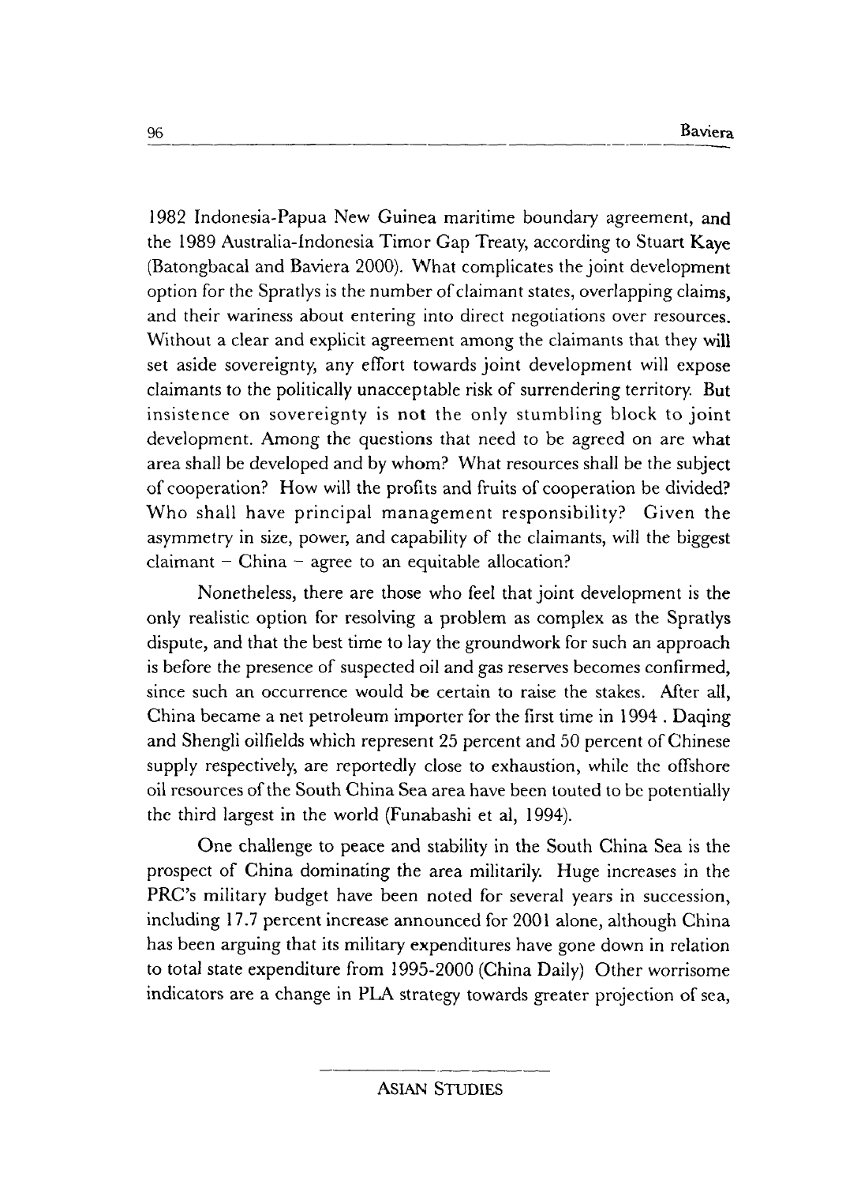1982 Indonesia-Papua New Guinea maritime boundary agreement, and the 1989 Australia-Indonesia Timor Gap Treaty, according to Stuart Kaye (Batongbacal and Baviera 2000). What complicates the joint development option for the Spratlys is the number of claimant states, overlapping claims, and their wariness about entering into direct negotiations over resources. Without a clear and explicit agreement among the claimants that they will set aside sovereignty, any effort towards joint development will expose claimants to the politically unacceptable risk of surrendering territory. But insistence on sovereignty is not the only stumbling block to joint development. Among the questions that need to be agreed on are what area shall be developed and by whom? What resources shall be the subject of cooperation? How will the profits and fruits of cooperation be divided? Who shall have principal management responsibility? Given the asymmetry in size, power, and capability of the claimants, will the biggest claimant – China – agree to an equitable allocation?

Nonetheless, there are those who feel that joint development is the only realistic option for resolving a problem as complex as the Spratlys dispute, and that the best time to lay the groundwork for such an approach is before the presence of suspected oil and gas reserves becomes confirmed, since such an occurrence would be certain to raise the stakes. After all, China became a net petroleum importer for the first time in 1994 . Daqing and Shengli oilfields which represent 25 percent and 50 percent of Chinese supply respectively, are reportedly close to exhaustion, while the offshore oil resources of the South China Sea area have been touted to be potentially the third largest in the world (Funabashi et al, 1994).

One challenge to peace and stability in the South China Sea is the prospect of China dominating the area militarily. Huge increases in the PRC's military budget have been noted for several years in succession, including 17.7 percent increase announced for 2001 alone, although China has been arguing that its military expenditures have gone down in relation to total state expenditure from 1995-2000 (China Daily) Other worrisome indicators are a change in PLA strategy towards greater projection of sea,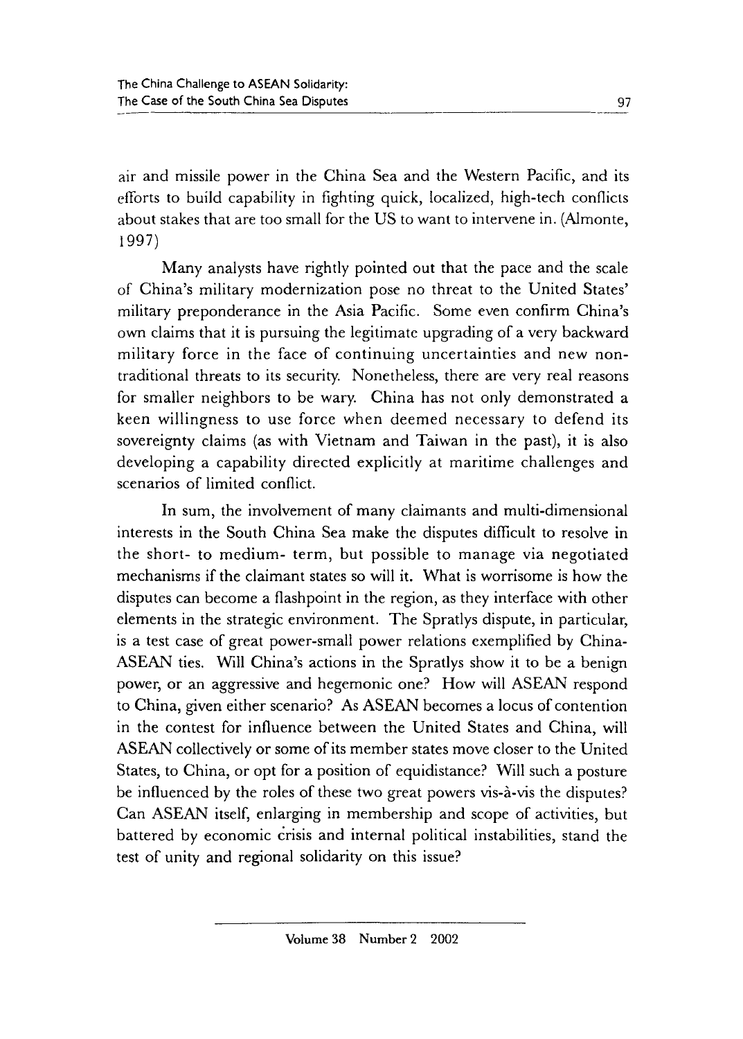air and missile power in the China Sea and the Western Pacific, and its efforts to build capability in fighting quick, localized, high-tech conflicts about stakes that are too small for the US to want to intervene in. (Almonte, 1997)

Many analysts have rightly pointed out that the pace and the scale of China's military modernization pose no threat to the United States' military preponderance in the Asia Pacific. Some even confirm China's own claims that it is pursuing the legitimate upgrading of a very backward military force in the face of continuing uncertainties and new non-traditional threats to its security. Nonetheless, there are very real reasons for smaller neighbors to be wary. China has not only demonstrated a keen willingness to use force when deemed necessary to defend its sovereignty claims (as with Vietnam and Taiwan in the past), it is also developing a capability directed explicitly at maritime challenges and scenarios of limited conflict.

In sum, the involvement of many claimants and multi-dimensional interests in the South China Sea make the disputes difficult to resolve in the short- to medium- term, but possible to manage via negotiated mechanisms if the claimant states so will it. What is worrisome is how the disputes can become a flashpoint in the region, as they interface with other elements in the strategic environment. The Spratlys dispute, in particular, is a test case of great power-small power relations exemplified by China-ASEAN ties. Will China's actions in the Spratlys show it to be a benign power, or an aggressive and hegemonic one? How will ASEAN respond to China, given either scenario? As ASEAN becomes a locus of contention in the contest for influence between the United States and China, will ASEAN collectively or some of its member states move closer to the United States, to China, or opt for a position of equidistance? Will such a posture be influenced by the roles of these two great powers vis-à-vis the disputes? Can ASEAN itself, enlarging in membership and scope of activities, but battered by economic crisis and internal political instabilities, stand the test of unity and regional solidarity on this issue?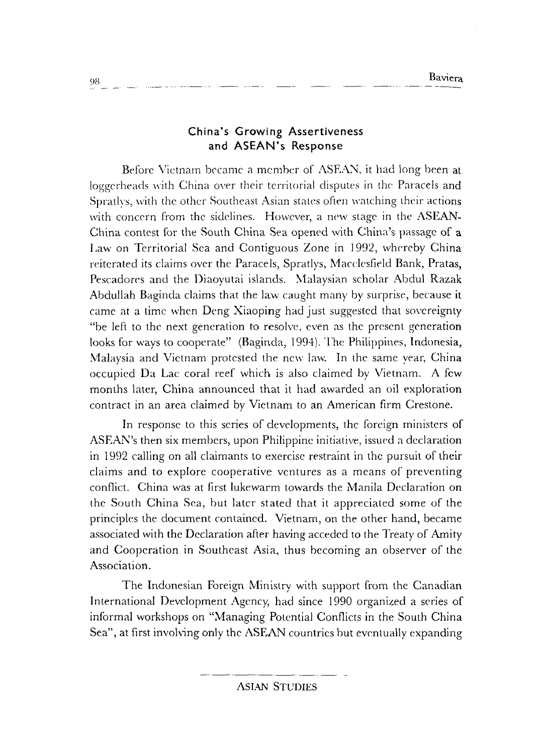## China's Growing Assertiveness and ASEAN's Response

Before Vietnam became a member of ASEAN, it had long been at loggerheads with China over their territorial disputes in the Paracels and Spratlys, with the other Southeast Asian states often watching their actions with concern from the sidelines. However, a new stage in the ASEAN-China contest for the South China Sea opened with China's passage of a Law on Territorial Sea and Contiguous Zone in 1992, whereby China reiterated its claims over the Paracels, Spratlys, Macclesfield Bank, Pratas, Pescadores and the Diaoyutai islands. Malaysian scholar Abdul Razak Abdullah Baginda claims that the law caught many by surprise, because it came at a time when Deng Xiaoping had just suggested that sovereignty "be left to the next generation to resolve, even as the present generation looks for ways to cooperate" (Baginda, 1994). The Philippines, Indonesia, Malaysia and Vietnam protested the new law. In the same year, China occupied Da Lac coral reef which is also claimed by Vietnam. A few months later, China announced that it had awarded an oil exploration contract in an area claimed by Vietnam to an American firm Crestone.

In response to this series of developments, the foreign ministers of ASEAN's then six members, upon Philippine initiative, issued a declaration in 1992 calling on all claimants to exercise restraint in the pursuit of their claims and to explore cooperative ventures as a means of preventing conflict. China was at first lukewarm towards the Manila Declaration on the South China Sea, but later stated that it appreciated some of the principles the document contained. Vietnam, on the other hand, became associated with the Declaration after having acceded to the Treaty of Amity and Cooperation in Southeast Asia, thus becoming an observer of the Association.

The Indonesian Foreign Ministry with support from the Canadian International Development Agency, had since 1990 organized a series of informal workshops on "Managing Potential Conflicts in the South China Sea", at first involving only the ASEAN countries but eventually expanding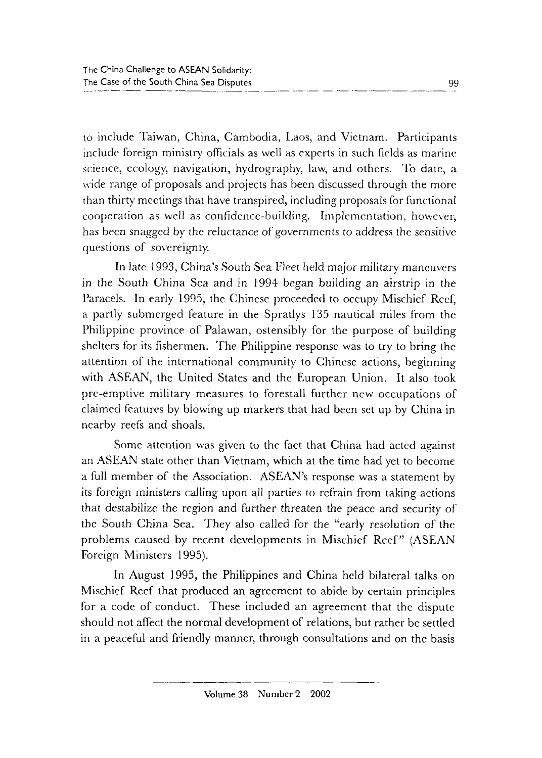to include Taiwan, China, Cambodia, Laos, and Vietnam. Participants include foreign ministry officials as well as experts in such fields as marine science, ecology, navigation, hydrography, law, and others. To date, a wide range of proposals and projects has been discussed through the more than thirty meetings that have transpired, including proposals for functional cooperation as well as confidence-building. Implementation, however, has been snagged by the reluctance of governments to address the sensitive questions of sovereignty.

In late 1993, China's South Sea Fleet held major military maneuvers in the South China Sea and in 1994 began building an airstrip in the Paracels. In early 1995, the Chinese proceeded to occupy Mischief Reef, a partly submerged feature in the Spratlys 135 nautical miles from the Philippine province of Palawan, ostensibly for the purpose of building shelters for its fishermen. The Philippine response was to try to bring the attention of the international community to Chinese actions, beginning with ASEAN, the United States and the European Union. It also took pre-emptive military measures to forestall further new occupations of claimed features by blowing up markers that had been set up by China in nearby reefs and shoals.

Some attention was given to the fact that China had acted against an ASEAN state other than Vietnam, which at the time had yet to become a full member of the Association. ASEAN's response was a statement by its foreign ministers calling upon all parties to refrain from taking actions that destabilize the region and further threaten the peace and security of the South China Sea. They also called for the "early resolution of the problems caused by recent developments in Mischief Reef" (ASEAN Foreign Ministers 1995).

In August 1995, the Philippines and China held bilateral talks on Mischief Reef that produced an agreement to abide by certain principles for a code of conduct. These included an agreement that the dispute should not affect the normal development of relations, but rather be settled in a peaceful and friendly manner, through consultations and on the basis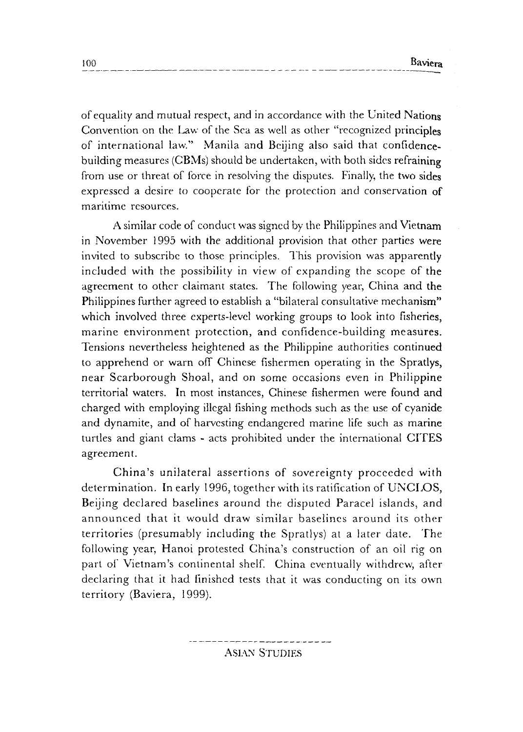of equality and mutual respect, and in accordance with the United Nations Convention on the Law of the Sea as well as other "recognized principles of international law." Manila and Beijing also said that confidence-building measures (CBMs) should be undertaken, with both sides refraining from use or threat of force in resolving the disputes. Finally, the two sides expressed a desire to cooperate for the protection and conservation of maritime resources.

A similar code of conduct was signed by the Philippines and Vietnam in November 1995 with the additional provision that other parties were invited to subscribe to those principles. This provision was apparently included with the possibility in view of expanding the scope of the agreement to other claimant states. The following year, China and the Philippines further agreed to establish a "bilateral consultative mechanism" which involved three experts-level working groups to look into fisheries, marine environment protection, and confidence-building measures. Tensions nevertheless heightened as the Philippine authorities continued to apprehend or warn off Chinese fishermen operating in the Spratlys, near Scarborough Shoal, and on some occasions even in Philippine territorial waters. In most instances, Chinese fishermen were found and charged with employing illegal fishing methods such as the use of cyanide and dynamite, and of harvesting endangered marine life such as marine turtles and giant clams - acts prohibited under the international CITES agreement.

China's unilateral assertions of sovereignty proceeded with determination. In early 1996, together with its ratification of UNCLOS, Beijing declared baselines around the disputed Paracel islands, and announced that it would draw similar baselines around its other territories (presumably including the Spratlys) at a later date. The following year, Hanoi protested China's construction of an oil rig on part of Vietnam's continental shelf. China eventually withdrew, after declaring that it had finished tests that it was conducting on its own territory (Baviera, 1999).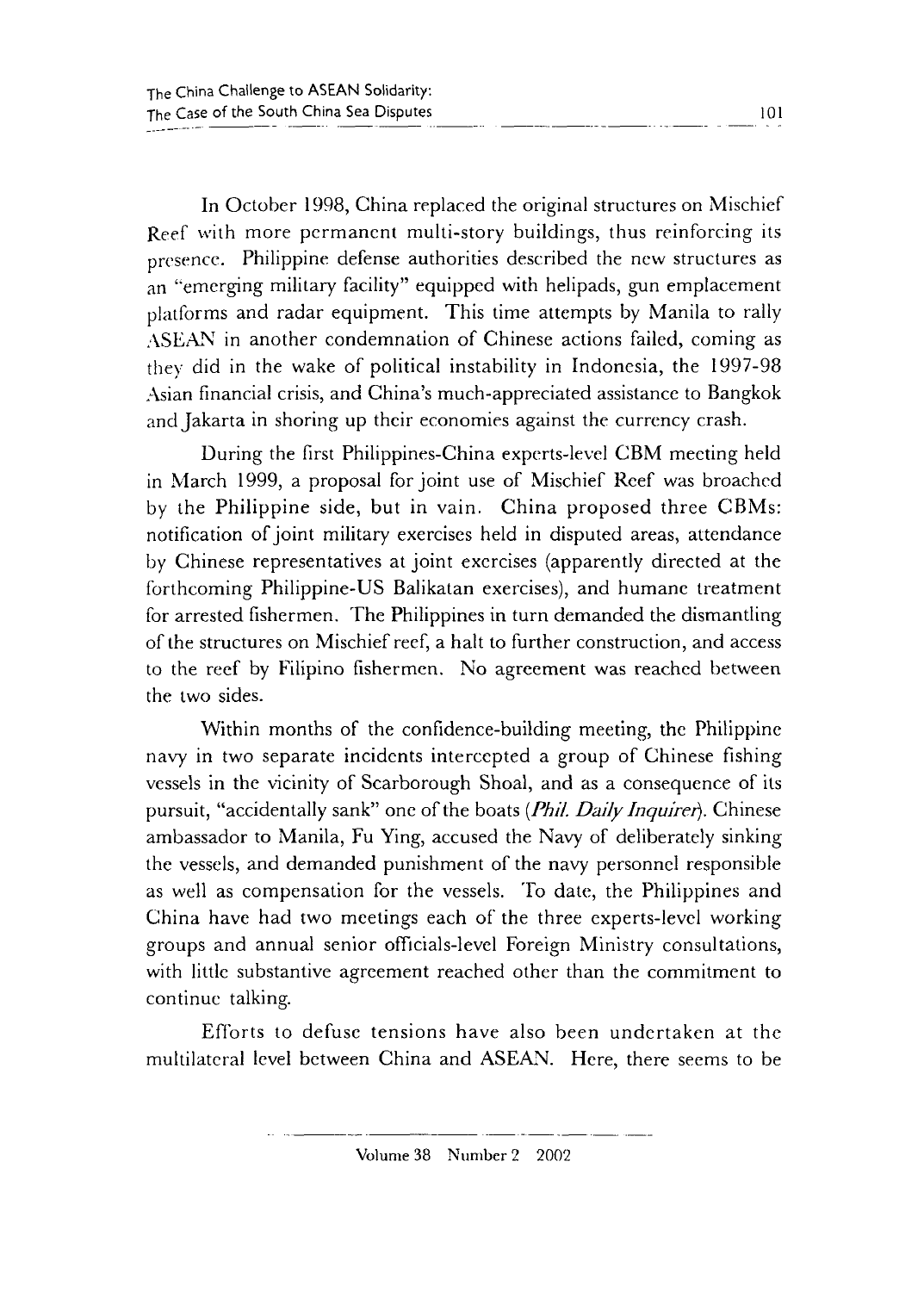In October 1998, China replaced the original structures on Mischief Reef with more permanent multi-story buildings, thus reinforcing its presence. Philippine defense authorities described the new structures as an "emerging military facility" equipped with helipads, gun emplacement platforms and radar equipment. This time attempts by Manila to rally ASEAN in another condemnation of Chinese actions failed, coming as they did in the wake of political instability in Indonesia, the 1997-98 Asian financial crisis, and China's much-appreciated assistance to Bangkok and Jakarta in shoring up their economies against the currency crash.

During the first Philippines-China experts-level CBM meeting held in March 1999, a proposal for joint use of Mischief Reef was broached by the Philippine side, but in vain. China proposed three CBMs: notification of joint military exercises held in disputed areas, attendance by Chinese representatives at joint exercises (apparently directed at the forthcoming Philippine-US Balikatan exercises), and humane treatment for arrested fishermen. The Philippines in turn demanded the dismantling of the structures on Mischief reef, a halt to further construction, and access to the reef by Filipino fishermen. No agreement was reached between the two sides.

Within months of the confidence-building meeting, the Philippine navy in two separate incidents intercepted a group of Chinese fishing vessels in the vicinity of Scarborough Shoal, and as a consequence of its pursuit, "accidentally sank" one of the boats (*Phil. Daily Inquirer*). Chinese ambassador to Manila, Fu Ying, accused the Navy of deliberately sinking the vessels, and demanded punishment of the navy personnel responsible as well as compensation for the vessels. To date, the Philippines and China have had two meetings each of the three experts-level working groups and annual senior officials-level Foreign Ministry consultations, with little substantive agreement reached other than the commitment to continue talking.

Efforts to defuse tensions have also been undertaken at the multilateral level between China and ASEAN. Here, there seems to be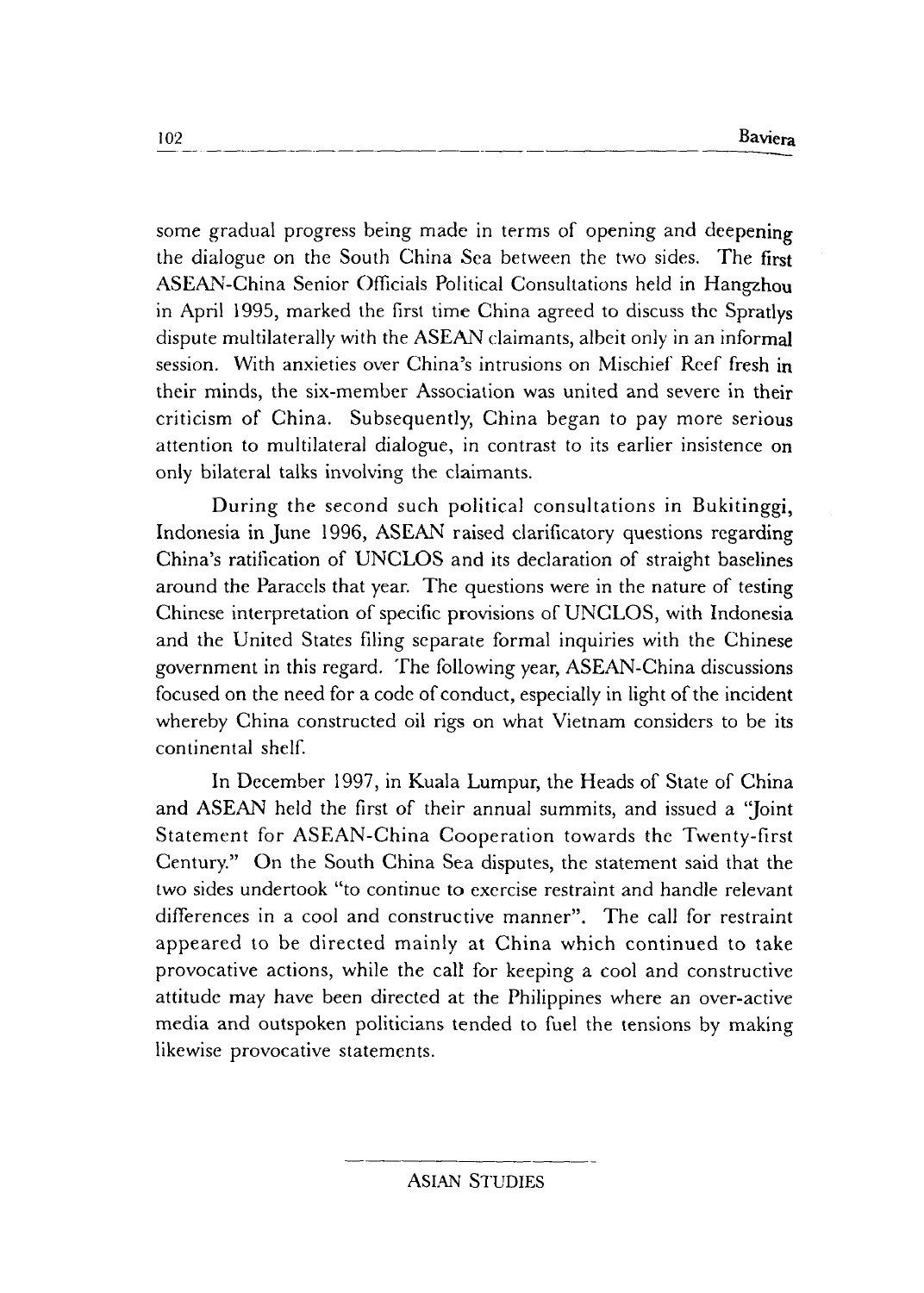some gradual progress being made in terms of opening and deepening the dialogue on the South China Sea between the two sides. The first ASEAN-China Senior Officials Political Consultations held in Hangzhou in April 1995, marked the first time China agreed to discuss the Spratlys dispute multilaterally with the ASEAN claimants, albeit only in an informal session. With anxieties over China's intrusions on Mischief Reef fresh in their minds, the six-member Association was united and severe in their criticism of China. Subsequently, China began to pay more serious attention to multilateral dialogue, in contrast to its earlier insistence on only bilateral talks involving the claimants.

During the second such political consultations in Bukitinggi, Indonesia in June 1996, ASEAN raised clarificatory questions regarding China's ratification of UNCLOS and its declaration of straight baselines around the Paracels that year. The questions were in the nature of testing Chinese interpretation of specific provisions of UNCLOS, with Indonesia and the United States filing separate formal inquiries with the Chinese government in this regard. The following year, ASEAN-China discussions focused on the need for a code of conduct, especially in light of the incident whereby China constructed oil rigs on what Vietnam considers to be its continental shelf.

In December 1997, in Kuala Lumpur, the Heads of State of China and ASEAN held the first of their annual summits, and issued a "Joint Statement for ASEAN-China Cooperation towards the Twenty-first Century." On the South China Sea disputes, the statement said that the two sides undertook "to continue to exercise restraint and handle relevant differences in a cool and constructive manner". The call for restraint appeared to be directed mainly at China which continued to take provocative actions, while the call for keeping a cool and constructive attitude may have been directed at the Philippines where an over-active media and outspoken politicians tended to fuel the tensions by making likewise provocative statements.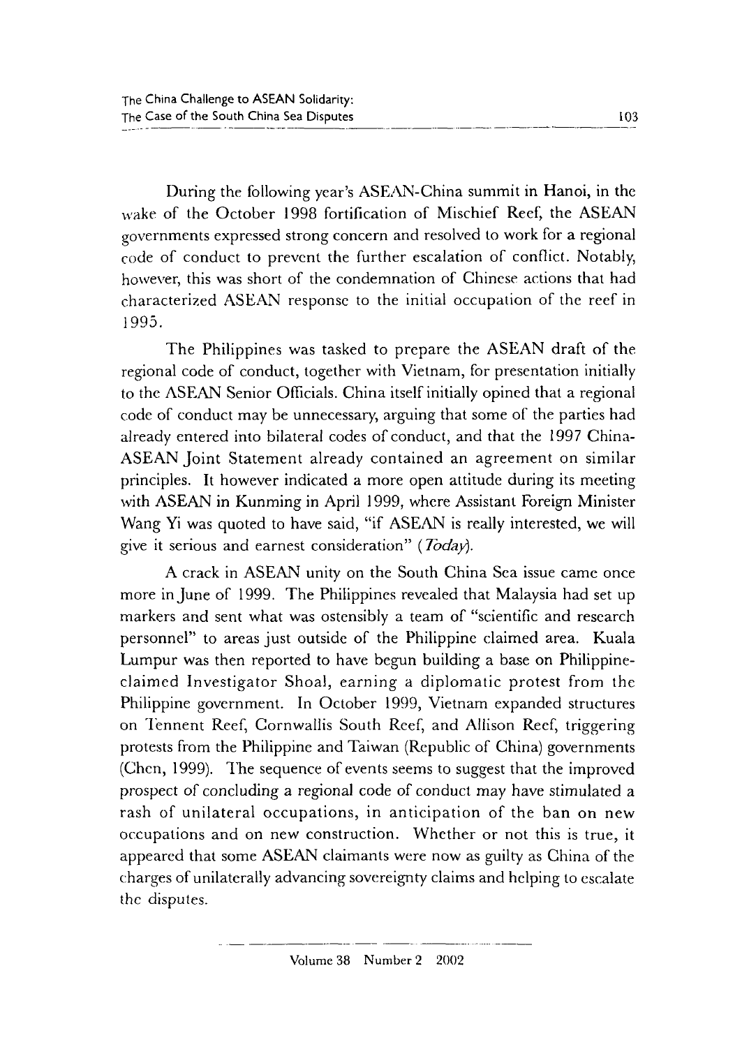During the following year's ASEAN-China summit in Hanoi, in the wake of the October 1998 fortification of Mischief Reef, the ASEAN governments expressed strong concern and resolved to work for a regional code of conduct to prevent the further escalation of conflict. Notably, however, this was short of the condemnation of Chinese actions that had characterized ASEAN response to the initial occupation of the reef in 1995.

The Philippines was tasked to prepare the ASEAN draft of the regional code of conduct, together with Vietnam, for presentation initially to the ASEAN Senior Officials. China itself initially opined that a regional code of conduct may be unnecessary, arguing that some of the parties had already entered into bilateral codes of conduct, and that the 1997 China-ASEAN Joint Statement already contained an agreement on similar principles. It however indicated a more open attitude during its meeting with ASEAN in Kunming in April 1999, where Assistant Foreign Minister Wang Yi was quoted to have said, "if ASEAN is really interested, we will give it serious and earnest consideration" (*Today*).

A crack in ASEAN unity on the South China Sea issue came once more in June of 1999. The Philippines revealed that Malaysia had set up markers and sent what was ostensibly a team of "scientific and research personnel" to areas just outside of the Philippine claimed area. Kuala Lumpur was then reported to have begun building a base on Philippine-claimed Investigator Shoal, earning a diplomatic protest from the Philippine government. In October 1999, Vietnam expanded structures on Tennent Reef, Cornwallis South Reef, and Allison Reef, triggering protests from the Philippine and Taiwan (Republic of China) governments (Chen, 1999). The sequence of events seems to suggest that the improved prospect of concluding a regional code of conduct may have stimulated a rash of unilateral occupations, in anticipation of the ban on new occupations and on new construction. Whether or not this is true, it appeared that some ASEAN claimants were now as guilty as China of the charges of unilaterally advancing sovereignty claims and helping to escalate the disputes.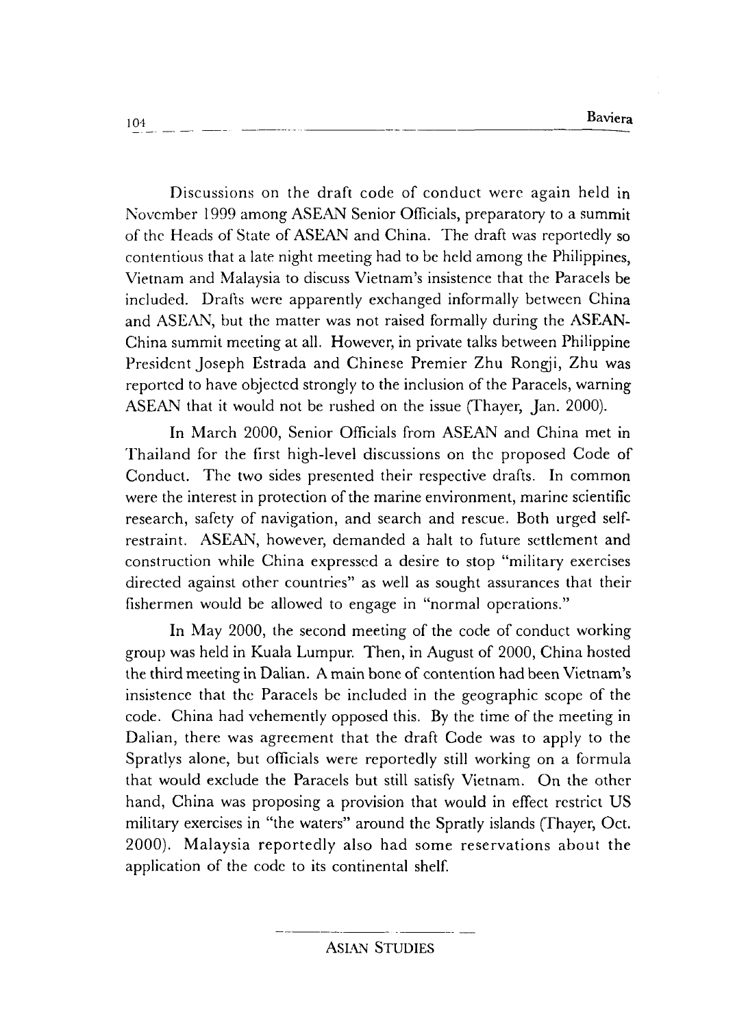Discussions on the draft code of conduct were again held in November 1999 among ASEAN Senior Officials, preparatory to a summit of the Heads of State of ASEAN and China. The draft was reportedly so contentious that a late night meeting had to be held among the Philippines, Vietnam and Malaysia to discuss Vietnam's insistence that the Paracels be included. Drafts were apparently exchanged informally between China and ASEAN, but the matter was not raised formally during the ASEAN-China summit meeting at all. However, in private talks between Philippine President Joseph Estrada and Chinese Premier Zhu Rongji, Zhu was reported to have objected strongly to the inclusion of the Paracels, warning ASEAN that it would not be rushed on the issue (Thayer, Jan. 2000).

In March 2000, Senior Officials from ASEAN and China met in Thailand for the first high-level discussions on the proposed Code of Conduct. The two sides presented their respective drafts. In common were the interest in protection of the marine environment, marine scientific research, safety of navigation, and search and rescue. Both urged self-restraint. ASEAN, however, demanded a halt to future settlement and construction while China expressed a desire to stop "military exercises directed against other countries" as well as sought assurances that their fishermen would be allowed to engage in "normal operations."

In May 2000, the second meeting of the code of conduct working group was held in Kuala Lumpur. Then, in August of 2000, China hosted the third meeting in Dalian. A main bone of contention had been Vietnam's insistence that the Paracels be included in the geographic scope of the code. China had vehemently opposed this. By the time of the meeting in Dalian, there was agreement that the draft Code was to apply to the Spratlys alone, but officials were reportedly still working on a formula that would exclude the Paracels but still satisfy Vietnam. On the other hand, China was proposing a provision that would in effect restrict US military exercises in "the waters" around the Spratly islands (Thayer, Oct. 2000). Malaysia reportedly also had some reservations about the application of the code to its continental shelf.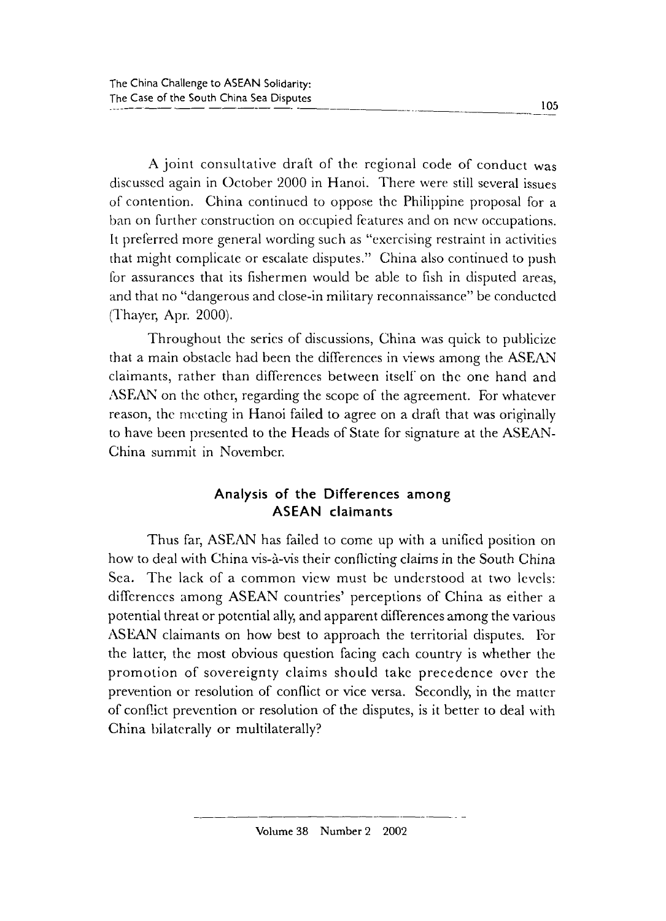A joint consultative draft of the regional code of conduct was discussed again in October 2000 in Hanoi. There were still several issues of contention. China continued to oppose the Philippine proposal for a ban on further construction on occupied features and on new occupations. It preferred more general wording such as "exercising restraint in activities that might complicate or escalate disputes." China also continued to push for assurances that its fishermen would be able to fish in disputed areas, and that no "dangerous and close-in military reconnaissance" be conducted (Thayer, Apr. 2000).

Throughout the series of discussions, China was quick to publicize that a main obstacle had been the differences in views among the ASEAN claimants, rather than differences between itself on the one hand and ASEAN on the other, regarding the scope of the agreement. For whatever reason, the meeting in Hanoi failed to agree on a draft that was originally to have been presented to the Heads of State for signature at the ASEAN-China summit in November.

## Analysis of the Differences among ASEAN claimants

Thus far, ASEAN has failed to come up with a unified position on how to deal with China vis-à-vis their conflicting claims in the South China Sea. The lack of a common view must be understood at two levels: differences among ASEAN countries' perceptions of China as either a potential threat or potential ally, and apparent differences among the various ASEAN claimants on how best to approach the territorial disputes. For the latter, the most obvious question facing each country is whether the promotion of sovereignty claims should take precedence over the prevention or resolution of conflict or vice versa. Secondly, in the matter of conflict prevention or resolution of the disputes, is it better to deal with China bilaterally or multilaterally?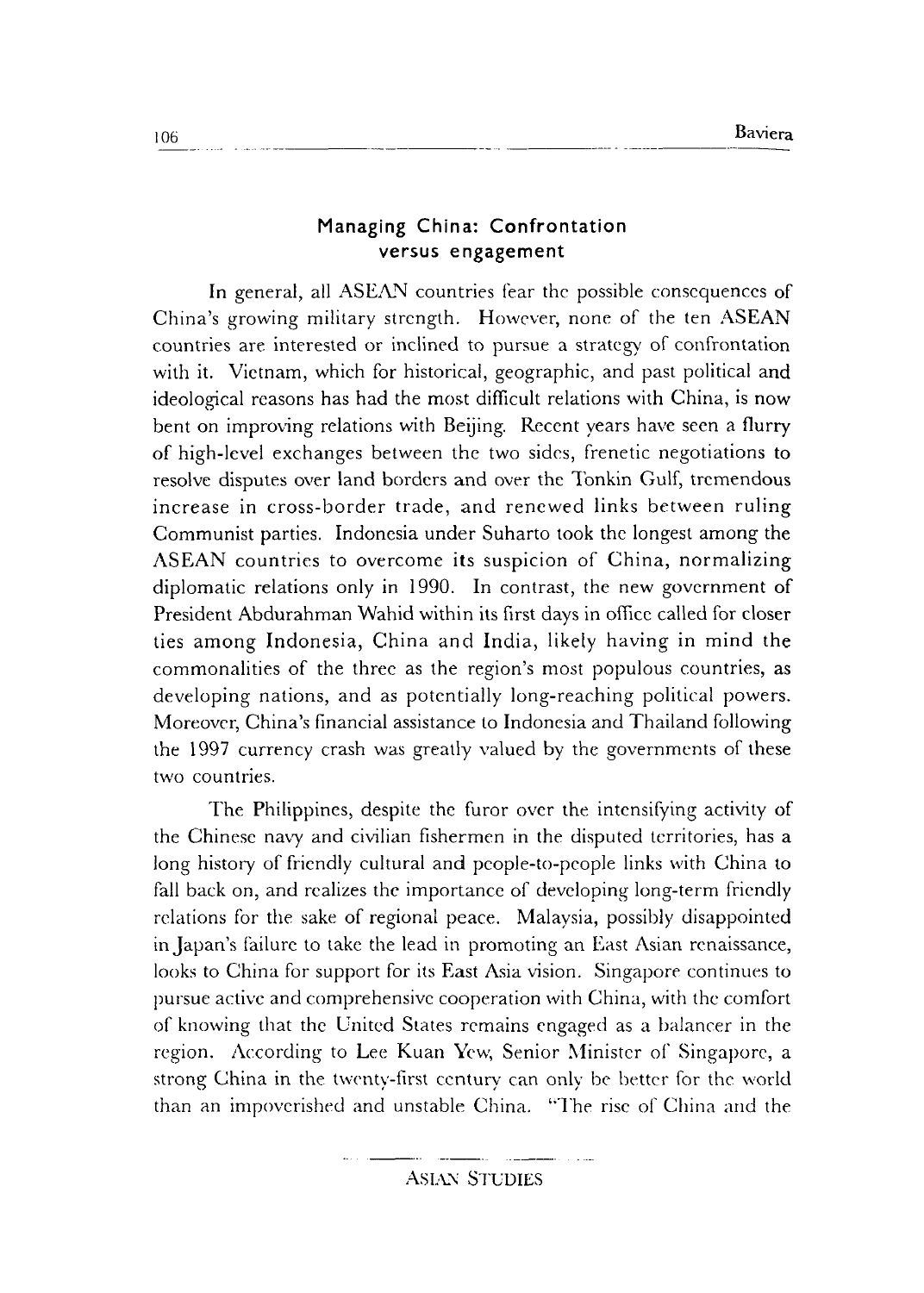## Managing China: Confrontation versus engagement

In general, all ASEAN countries fear the possible consequences of China's growing military strength. However, none of the ten ASEAN countries are interested or inclined to pursue a strategy of confrontation with it. Vietnam, which for historical, geographic, and past political and ideological reasons has had the most difficult relations with China, is now bent on improving relations with Beijing. Recent years have seen a flurry of high-level exchanges between the two sides, frenetic negotiations to resolve disputes over land borders and over the Tonkin Gulf, tremendous increase in cross-border trade, and renewed links between ruling Communist parties. Indonesia under Suharto took the longest among the ASEAN countries to overcome its suspicion of China, normalizing diplomatic relations only in 1990. In contrast, the new government of President Abdurahman Wahid within its first days in office called for closer ties among Indonesia, China and India, likely having in mind the commonalities of the three as the region's most populous countries, as developing nations, and as potentially long-reaching political powers. Moreover, China's financial assistance to Indonesia and Thailand following the 1997 currency crash was greatly valued by the governments of these two countries.

The Philippines, despite the furor over the intensifying activity of the Chinese navy and civilian fishermen in the disputed territories, has a long history of friendly cultural and people-to-people links with China to fall back on, and realizes the importance of developing long-term friendly relations for the sake of regional peace. Malaysia, possibly disappointed in Japan's failure to take the lead in promoting an East Asian renaissance, looks to China for support for its East Asia vision. Singapore continues to pursue active and comprehensive cooperation with China, with the comfort of knowing that the United States remains engaged as a balancer in the region. According to Lee Kuan Yew, Senior Minister of Singapore, a strong China in the twenty-first century can only be better for the world than an impoverished and unstable China. "The rise of China and the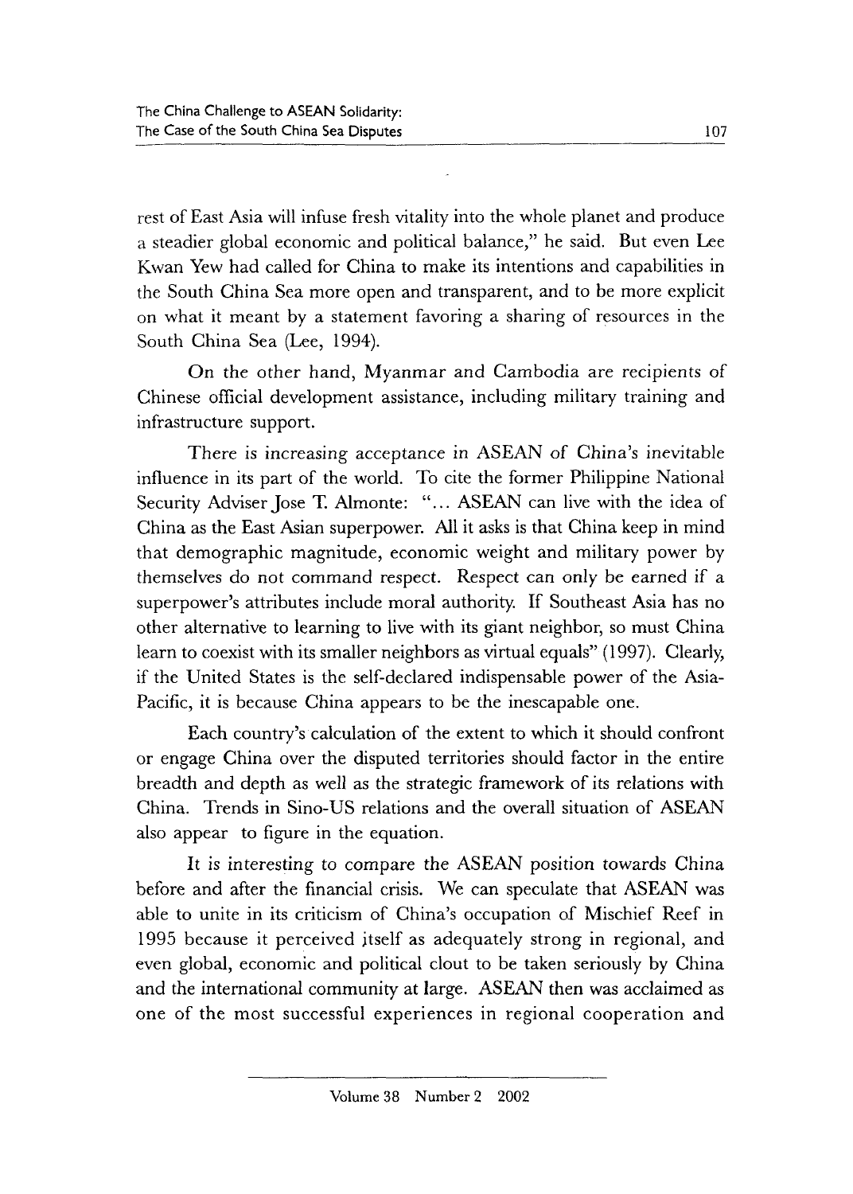rest of East Asia will infuse fresh vitality into the whole planet and produce a steadier global economic and political balance," he said. But even Lee Kwan Yew had called for China to make its intentions and capabilities in the South China Sea more open and transparent, and to be more explicit on what it meant by a statement favoring a sharing of resources in the South China Sea (Lee, 1994).

On the other hand, Myanmar and Cambodia are recipients of Chinese official development assistance, including military training and infrastructure support.

There is increasing acceptance in ASEAN of China's inevitable influence in its part of the world. To cite the former Philippine National Security Adviser Jose T. Almonte: "... ASEAN can live with the idea of China as the East Asian superpower. All it asks is that China keep in mind that demographic magnitude, economic weight and military power by themselves do not command respect. Respect can only be earned if a superpower's attributes include moral authority. If Southeast Asia has no other alternative to learning to live with its giant neighbor, so must China learn to coexist with its smaller neighbors as virtual equals" (1997). Clearly, if the United States is the self-declared indispensable power of the Asia-Pacific, it is because China appears to be the inescapable one.

Each country's calculation of the extent to which it should confront or engage China over the disputed territories should factor in the entire breadth and depth as well as the strategic framework of its relations with China. Trends in Sino-US relations and the overall situation of ASEAN also appear to figure in the equation.

It is interesting to compare the ASEAN position towards China before and after the financial crisis. We can speculate that ASEAN was able to unite in its criticism of China's occupation of Mischief Reef in 1995 because it perceived itself as adequately strong in regional, and even global, economic and political clout to be taken seriously by China and the international community at large. ASEAN then was acclaimed as one of the most successful experiences in regional cooperation and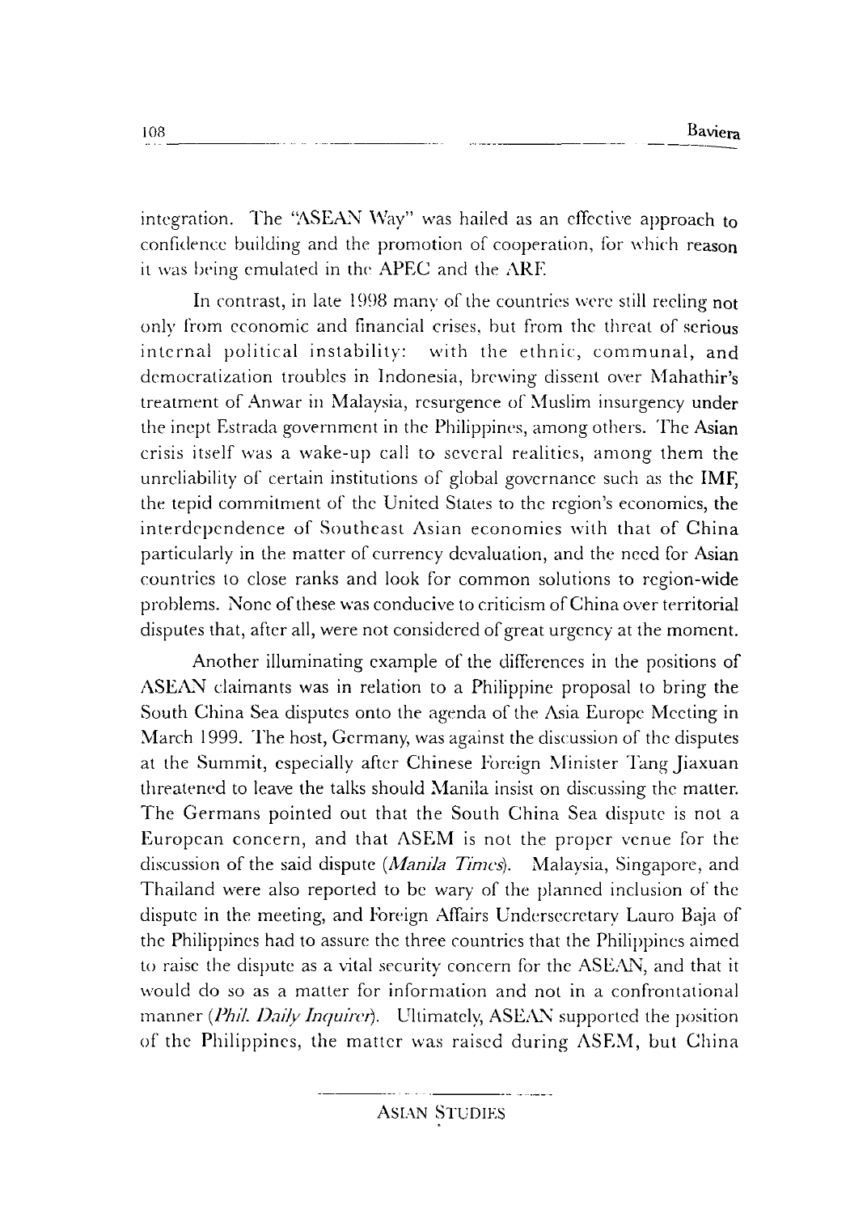integration. The "ASEAN Way" was hailed as an effective approach to confidence building and the promotion of cooperation, for which reason it was being emulated in the APEC and the ARF.

In contrast, in late 1998 many of the countries were still reeling not only from economic and financial crises, but from the threat of serious internal political instability: with the ethnic, communal, and democratization troubles in Indonesia, brewing dissent over Mahathir's treatment of Anwar in Malaysia, resurgence of Muslim insurgency under the inept Estrada government in the Philippines, among others. The Asian crisis itself was a wake-up call to several realities, among them the unreliability of certain institutions of global governance such as the IMF, the tepid commitment of the United States to the region's economies, the interdependence of Southeast Asian economies with that of China particularly in the matter of currency devaluation, and the need for Asian countries to close ranks and look for common solutions to region-wide problems. None of these was conducive to criticism of China over territorial disputes that, after all, were not considered of great urgency at the moment.

Another illuminating example of the differences in the positions of ASEAN claimants was in relation to a Philippine proposal to bring the South China Sea disputes onto the agenda of the Asia Europe Meeting in March 1999. The host, Germany, was against the discussion of the disputes at the Summit, especially after Chinese Foreign Minister Tang Jiaxuan threatened to leave the talks should Manila insist on discussing the matter. The Germans pointed out that the South China Sea dispute is not a European concern, and that ASEM is not the proper venue for the discussion of the said dispute (*Manila Times*). Malaysia, Singapore, and Thailand were also reported to be wary of the planned inclusion of the dispute in the meeting, and Foreign Affairs Undersecretary Lauro Baja of the Philippines had to assure the three countries that the Philippines aimed to raise the dispute as a vital security concern for the ASEAN, and that it would do so as a matter for information and not in a confrontational manner (*Phil. Daily Inquirer*). Ultimately, ASEAN supported the position of the Philippines, the matter was raised during ASEM, but China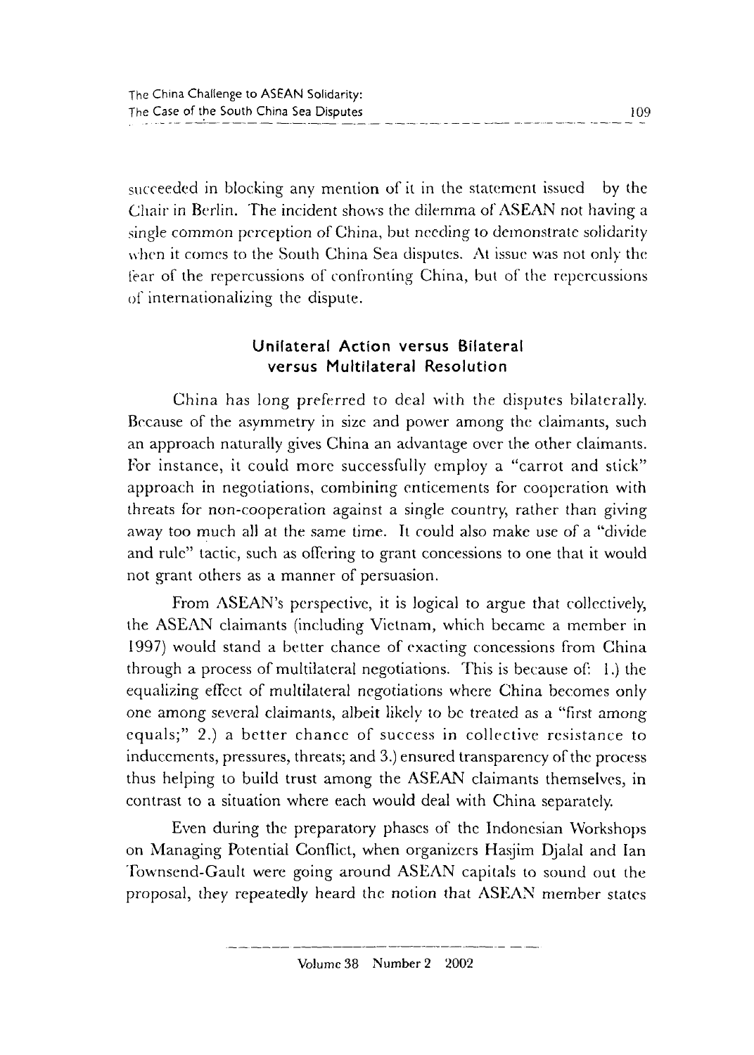succeeded in blocking any mention of it in the statement issued by the Chair in Berlin. The incident shows the dilemma of ASEAN not having a single common perception of China, but needing to demonstrate solidarity when it comes to the South China Sea disputes. At issue was not only the fear of the repercussions of confronting China, but of the repercussions of internationalizing the dispute.

## Unilateral Action versus Bilateral versus Multilateral Resolution

China has long preferred to deal with the disputes bilaterally. Because of the asymmetry in size and power among the claimants, such an approach naturally gives China an advantage over the other claimants. For instance, it could more successfully employ a "carrot and stick" approach in negotiations, combining enticements for cooperation with threats for non-cooperation against a single country, rather than giving away too much all at the same time. It could also make use of a "divide and rule" tactic, such as offering to grant concessions to one that it would not grant others as a manner of persuasion.

From ASEAN's perspective, it is logical to argue that collectively, the ASEAN claimants (including Vietnam, which became a member in 1997) would stand a better chance of exacting concessions from China through a process of multilateral negotiations. This is because of: 1.) the equalizing effect of multilateral negotiations where China becomes only one among several claimants, albeit likely to be treated as a "first among equals;" 2.) a better chance of success in collective resistance to inducements, pressures, threats; and 3.) ensured transparency of the process thus helping to build trust among the ASEAN claimants themselves, in contrast to a situation where each would deal with China separately.

Even during the preparatory phases of the Indonesian Workshops on Managing Potential Conflict, when organizers Hasjim Djalal and Ian Townsend-Gault were going around ASEAN capitals to sound out the proposal, they repeatedly heard the notion that ASEAN member states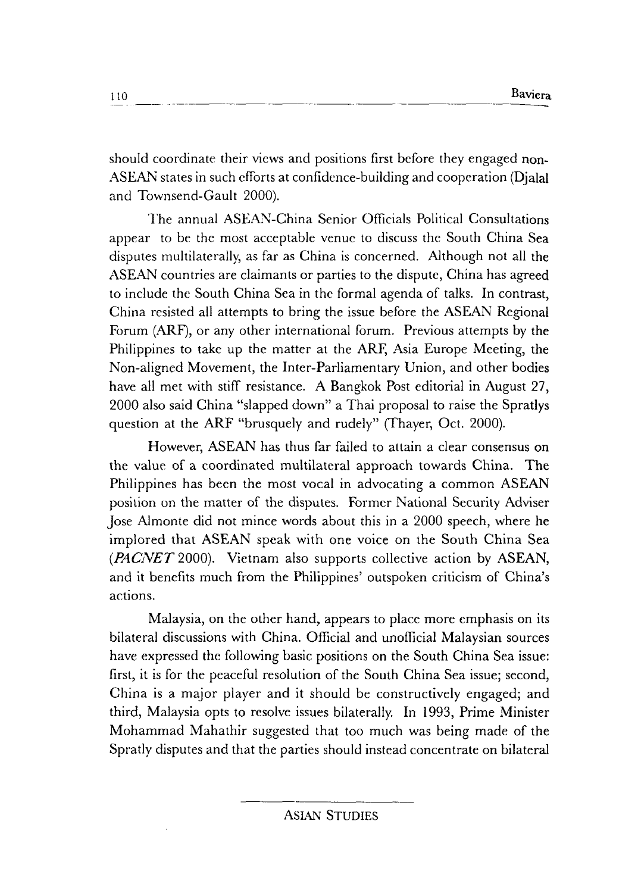should coordinate their views and positions first before they engaged non-ASEAN states in such efforts at confidence-building and cooperation (Djalal and Townsend-Gault 2000).

The annual ASEAN-China Senior Officials Political Consultations appear to be the most acceptable venue to discuss the South China Sea disputes multilaterally, as far as China is concerned. Although not all the ASEAN countries are claimants or parties to the dispute, China has agreed to include the South China Sea in the formal agenda of talks. In contrast, China resisted all attempts to bring the issue before the ASEAN Regional Forum (ARF), or any other international forum. Previous attempts by the Philippines to take up the matter at the ARF, Asia Europe Meeting, the Non-aligned Movement, the Inter-Parliamentary Union, and other bodies have all met with stiff resistance. A Bangkok Post editorial in August 27, 2000 also said China "slapped down" a Thai proposal to raise the Spratlys question at the ARF "brusquely and rudely" (Thayer, Oct. 2000).

However, ASEAN has thus far failed to attain a clear consensus on the value of a coordinated multilateral approach towards China. The Philippines has been the most vocal in advocating a common ASEAN position on the matter of the disputes. Former National Security Adviser Jose Almonte did not mince words about this in a 2000 speech, where he implored that ASEAN speak with one voice on the South China Sea (*PACNET* 2000). Vietnam also supports collective action by ASEAN, and it benefits much from the Philippines' outspoken criticism of China's actions.

Malaysia, on the other hand, appears to place more emphasis on its bilateral discussions with China. Official and unofficial Malaysian sources have expressed the following basic positions on the South China Sea issue: first, it is for the peaceful resolution of the South China Sea issue; second, China is a major player and it should be constructively engaged; and third, Malaysia opts to resolve issues bilaterally. In 1993, Prime Minister Mohammad Mahathir suggested that too much was being made of the Spratly disputes and that the parties should instead concentrate on bilateral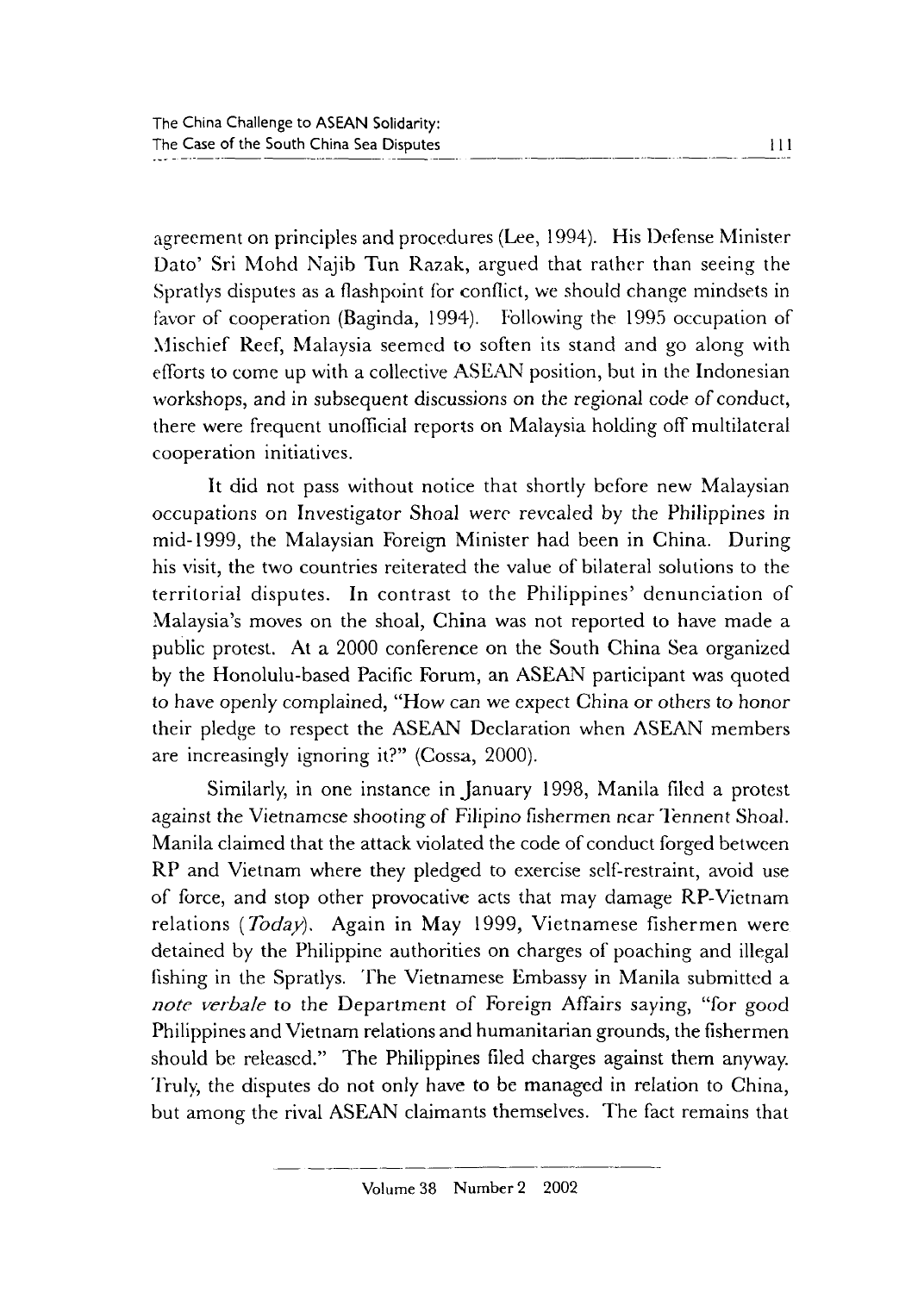agreement on principles and procedures (Lee, 1994). His Defense Minister Dato' Sri Mohd Najib Tun Razak, argued that rather than seeing the Spratlys disputes as a flashpoint for conflict, we should change mindsets in favor of cooperation (Baginda, 1994). Following the 1995 occupation of Mischief Reef, Malaysia seemed to soften its stand and go along with efforts to come up with a collective ASEAN position, but in the Indonesian workshops, and in subsequent discussions on the regional code of conduct, there were frequent unofficial reports on Malaysia holding off multilateral cooperation initiatives.

It did not pass without notice that shortly before new Malaysian occupations on Investigator Shoal were revealed by the Philippines in mid-1999, the Malaysian Foreign Minister had been in China. During his visit, the two countries reiterated the value of bilateral solutions to the territorial disputes. In contrast to the Philippines' denunciation of Malaysia's moves on the shoal, China was not reported to have made a public protest. At a 2000 conference on the South China Sea organized by the Honolulu-based Pacific Forum, an ASEAN participant was quoted to have openly complained, "How can we expect China or others to honor their pledge to respect the ASEAN Declaration when ASEAN members are increasingly ignoring it?" (Cossa, 2000).

Similarly, in one instance in January 1998, Manila filed a protest against the Vietnamese shooting of Filipino fishermen near Tennent Shoal. Manila claimed that the attack violated the code of conduct forged between RP and Vietnam where they pledged to exercise self-restraint, avoid use of force, and stop other provocative acts that may damage RP-Vietnam relations (*Today*). Again in May 1999, Vietnamese fishermen were detained by the Philippine authorities on charges of poaching and illegal fishing in the Spratlys. The Vietnamese Embassy in Manila submitted a *note verbale* to the Department of Foreign Affairs saying, "for good Philippines and Vietnam relations and humanitarian grounds, the fishermen should be released." The Philippines filed charges against them anyway. Truly, the disputes do not only have to be managed in relation to China, but among the rival ASEAN claimants themselves. The fact remains that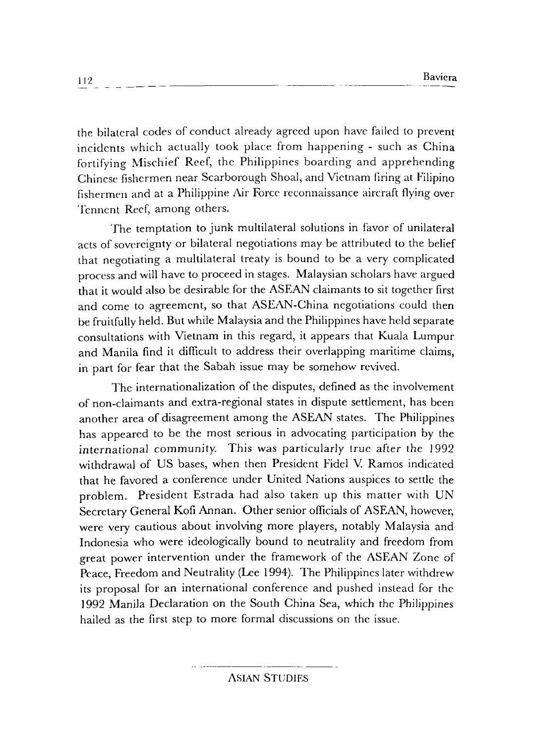the bilateral codes of conduct already agreed upon have failed to prevent incidents which actually took place from happening - such as China fortifying Mischief Reef, the Philippines boarding and apprehending Chinese fishermen near Scarborough Shoal, and Vietnam firing at Filipino fishermen and at a Philippine Air Force reconnaissance aircraft flying over Tennent Reef, among others.

The temptation to junk multilateral solutions in favor of unilateral acts of sovereignty or bilateral negotiations may be attributed to the belief that negotiating a multilateral treaty is bound to be a very complicated process and will have to proceed in stages. Malaysian scholars have argued that it would also be desirable for the ASEAN claimants to sit together first and come to agreement, so that ASEAN-China negotiations could then be fruitfully held. But while Malaysia and the Philippines have held separate consultations with Vietnam in this regard, it appears that Kuala Lumpur and Manila find it difficult to address their overlapping maritime claims, in part for fear that the Sabah issue may be somehow revived.

The internationalization of the disputes, defined as the involvement of non-claimants and extra-regional states in dispute settlement, has been another area of disagreement among the ASEAN states. The Philippines has appeared to be the most serious in advocating participation by the international community. This was particularly true after the 1992 withdrawal of US bases, when then President Fidel V. Ramos indicated that he favored a conference under United Nations auspices to settle the problem. President Estrada had also taken up this matter with UN Secretary General Kofi Annan. Other senior officials of ASEAN, however, were very cautious about involving more players, notably Malaysia and Indonesia who were ideologically bound to neutrality and freedom from great power intervention under the framework of the ASEAN Zone of Peace, Freedom and Neutrality (Lee 1994). The Philippines later withdrew its proposal for an international conference and pushed instead for the 1992 Manila Declaration on the South China Sea, which the Philippines hailed as the first step to more formal discussions on the issue.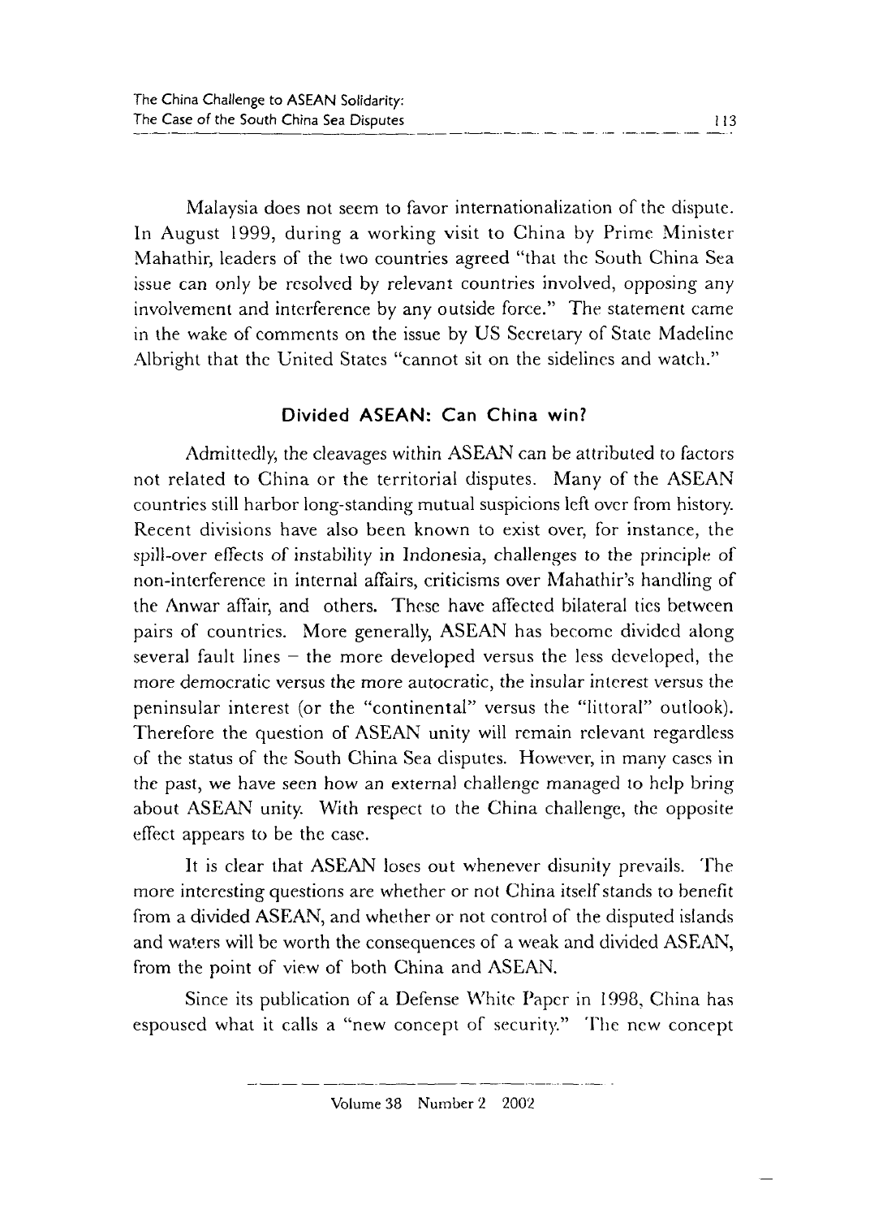Malaysia does not seem to favor internationalization of the dispute. In August 1999, during a working visit to China by Prime Minister Mahathir, leaders of the two countries agreed "that the South China Sea issue can only be resolved by relevant countries involved, opposing any involvement and interference by any outside force." The statement came in the wake of comments on the issue by US Secretary of State Madeline Albright that the United States "cannot sit on the sidelines and watch."

## Divided ASEAN: Can China win?

Admittedly, the cleavages within ASEAN can be attributed to factors not related to China or the territorial disputes. Many of the ASEAN countries still harbor long-standing mutual suspicions left over from history. Recent divisions have also been known to exist over, for instance, the spill-over effects of instability in Indonesia, challenges to the principle of non-interference in internal affairs, criticisms over Mahathir's handling of the Anwar affair, and others. These have affected bilateral ties between pairs of countries. More generally, ASEAN has become divided along several fault lines – the more developed versus the less developed, the more democratic versus the more autocratic, the insular interest versus the peninsular interest (or the "continental" versus the "littoral" outlook). Therefore the question of ASEAN unity will remain relevant regardless of the status of the South China Sea disputes. However, in many cases in the past, we have seen how an external challenge managed to help bring about ASEAN unity. With respect to the China challenge, the opposite effect appears to be the case.

It is clear that ASEAN loses out whenever disunity prevails. The more interesting questions are whether or not China itself stands to benefit from a divided ASEAN, and whether or not control of the disputed islands and waters will be worth the consequences of a weak and divided ASEAN, from the point of view of both China and ASEAN.

Since its publication of a Defense White Paper in 1998, China has espoused what it calls a "new concept of security." The new concept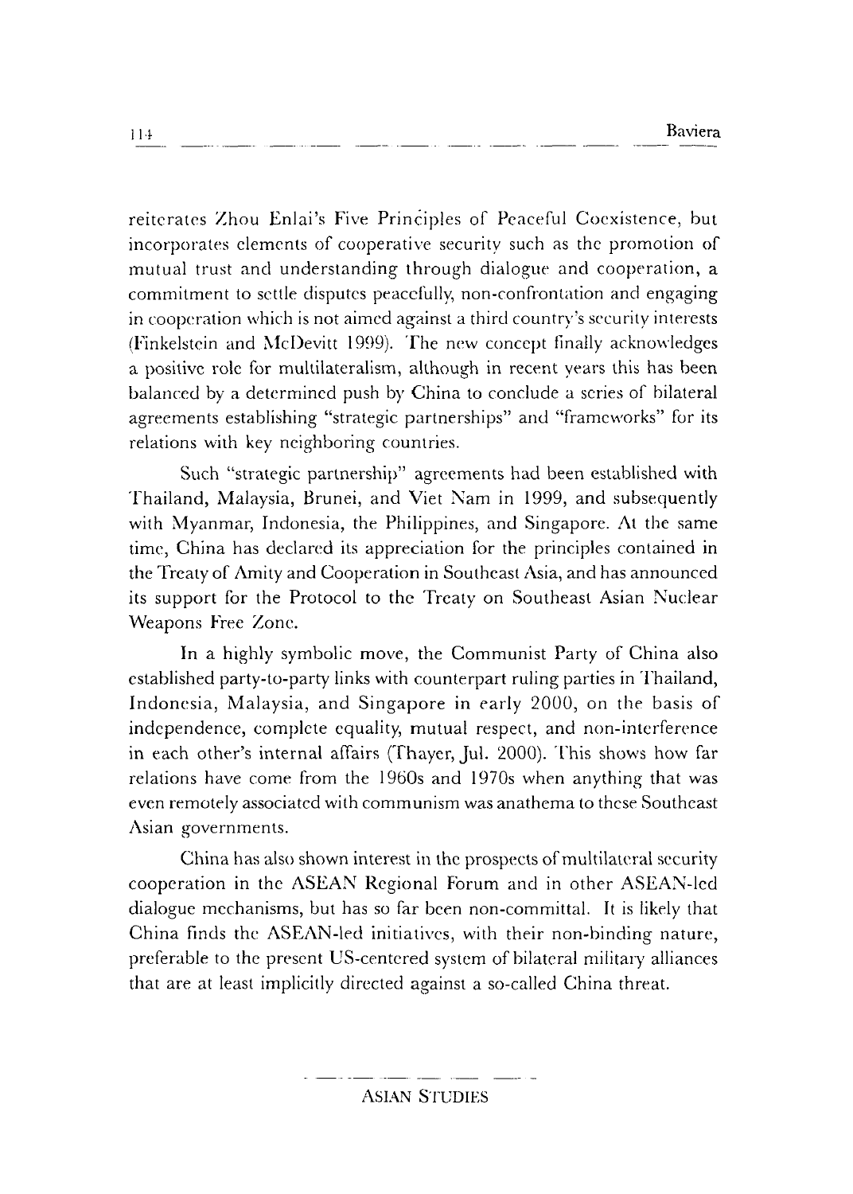reiterates Zhou Enlai's Five Principles of Peaceful Coexistence, but incorporates elements of cooperative security such as the promotion of mutual trust and understanding through dialogue and cooperation, a commitment to settle disputes peacefully, non-confrontation and engaging in cooperation which is not aimed against a third country's security interests (Finkelstein and McDevitt 1999). The new concept finally acknowledges a positive role for multilateralism, although in recent years this has been balanced by a determined push by China to conclude a series of bilateral agreements establishing "strategic partnerships" and "frameworks" for its relations with key neighboring countries.

Such "strategic partnership" agreements had been established with Thailand, Malaysia, Brunei, and Viet Nam in 1999, and subsequently with Myanmar, Indonesia, the Philippines, and Singapore. At the same time, China has declared its appreciation for the principles contained in the Treaty of Amity and Cooperation in Southeast Asia, and has announced its support for the Protocol to the Treaty on Southeast Asian Nuclear Weapons Free Zone.

In a highly symbolic move, the Communist Party of China also established party-to-party links with counterpart ruling parties in Thailand, Indonesia, Malaysia, and Singapore in early 2000, on the basis of independence, complete equality, mutual respect, and non-interference in each other's internal affairs (Thayer, Jul. 2000). This shows how far relations have come from the 1960s and 1970s when anything that was even remotely associated with communism was anathema to these Southeast Asian governments.

China has also shown interest in the prospects of multilateral security cooperation in the ASEAN Regional Forum and in other ASEAN-led dialogue mechanisms, but has so far been non-committal. It is likely that China finds the ASEAN-led initiatives, with their non-binding nature, preferable to the present US-centered system of bilateral military alliances that are at least implicitly directed against a so-called China threat.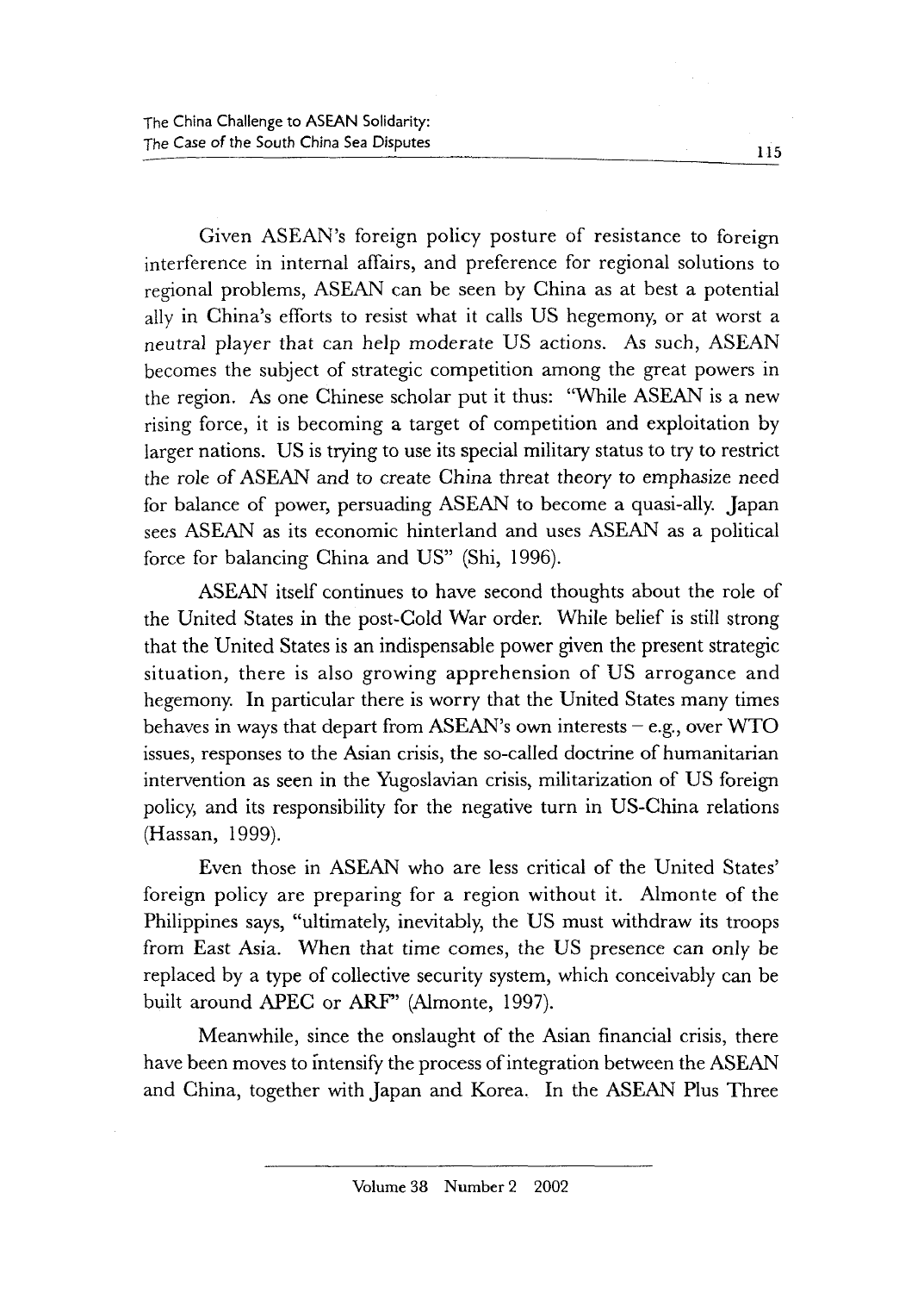Given ASEAN's foreign policy posture of resistance to foreign interference in internal affairs, and preference for regional solutions to regional problems, ASEAN can be seen by China as at best a potential ally in China's efforts to resist what it calls US hegemony, or at worst a neutral player that can help moderate US actions. As such, ASEAN becomes the subject of strategic competition among the great powers in the region. As one Chinese scholar put it thus: "While ASEAN is a new rising force, it is becoming a target of competition and exploitation by larger nations. US is trying to use its special military status to try to restrict the role of ASEAN and to create China threat theory to emphasize need for balance of power, persuading ASEAN to become a quasi-ally. Japan sees ASEAN as its economic hinterland and uses ASEAN as a political force for balancing China and US" (Shi, 1996).

ASEAN itself continues to have second thoughts about the role of the United States in the post-Cold War order. While belief is still strong that the United States is an indispensable power given the present strategic situation, there is also growing apprehension of US arrogance and hegemony. In particular there is worry that the United States many times behaves in ways that depart from ASEAN's own interests – e.g., over WTO issues, responses to the Asian crisis, the so-called doctrine of humanitarian intervention as seen in the Yugoslavian crisis, militarization of US foreign policy, and its responsibility for the negative turn in US-China relations (Hassan, 1999).

Even those in ASEAN who are less critical of the United States' foreign policy are preparing for a region without it. Almonte of the Philippines says, "ultimately, inevitably, the US must withdraw its troops from East Asia. When that time comes, the US presence can only be replaced by a type of collective security system, which conceivably can be built around APEC or ARF" (Almonte, 1997).

Meanwhile, since the onslaught of the Asian financial crisis, there have been moves to intensify the process of integration between the ASEAN and China, together with Japan and Korea. In the ASEAN Plus Three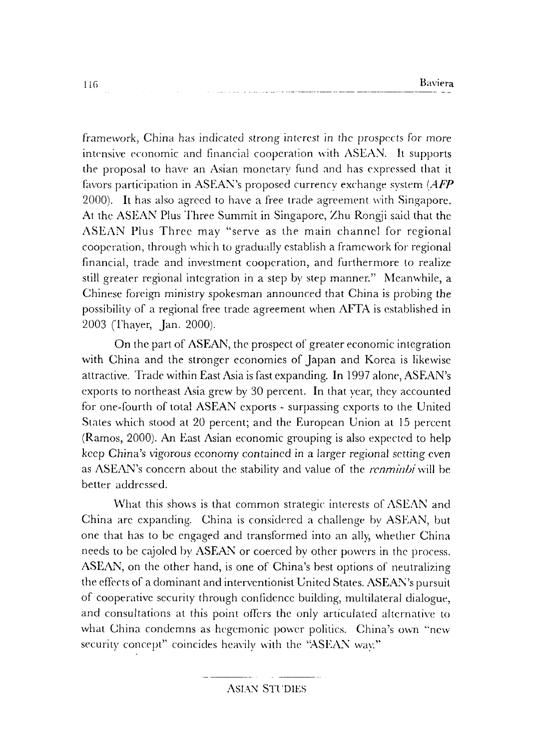framework, China has indicated strong interest in the prospects for more intensive economic and financial cooperation with ASEAN. It supports the proposal to have an Asian monetary fund and has expressed that it favors participation in ASEAN's proposed currency exchange system (*AFP* 2000). It has also agreed to have a free trade agreement with Singapore. At the ASEAN Plus Three Summit in Singapore, Zhu Rongji said that the ASEAN Plus Three may "serve as the main channel for regional cooperation, through which to gradually establish a framework for regional financial, trade and investment cooperation, and furthermore to realize still greater regional integration in a step by step manner." Meanwhile, a Chinese foreign ministry spokesman announced that China is probing the possibility of a regional free trade agreement when AFTA is established in 2003 (Thayer, Jan. 2000).

On the part of ASEAN, the prospect of greater economic integration with China and the stronger economies of Japan and Korea is likewise attractive. Trade within East Asia is fast expanding. In 1997 alone, ASEAN's exports to northeast Asia grew by 30 percent. In that year, they accounted for one-fourth of total ASEAN exports - surpassing exports to the United States which stood at 20 percent; and the European Union at 15 percent (Ramos, 2000). An East Asian economic grouping is also expected to help keep China's vigorous economy contained in a larger regional setting even as ASEAN's concern about the stability and value of the *renminbi* will be better addressed.

What this shows is that common strategic interests of ASEAN and China are expanding. China is considered a challenge by ASEAN, but one that has to be engaged and transformed into an ally, whether China needs to be cajoled by ASEAN or coerced by other powers in the process. ASEAN, on the other hand, is one of China's best options of neutralizing the effects of a dominant and interventionist United States. ASEAN's pursuit of cooperative security through confidence building, multilateral dialogue, and consultations at this point offers the only articulated alternative to what China condemns as hegemonic power politics. China's own "new security concept" coincides heavily with the "ASEAN way."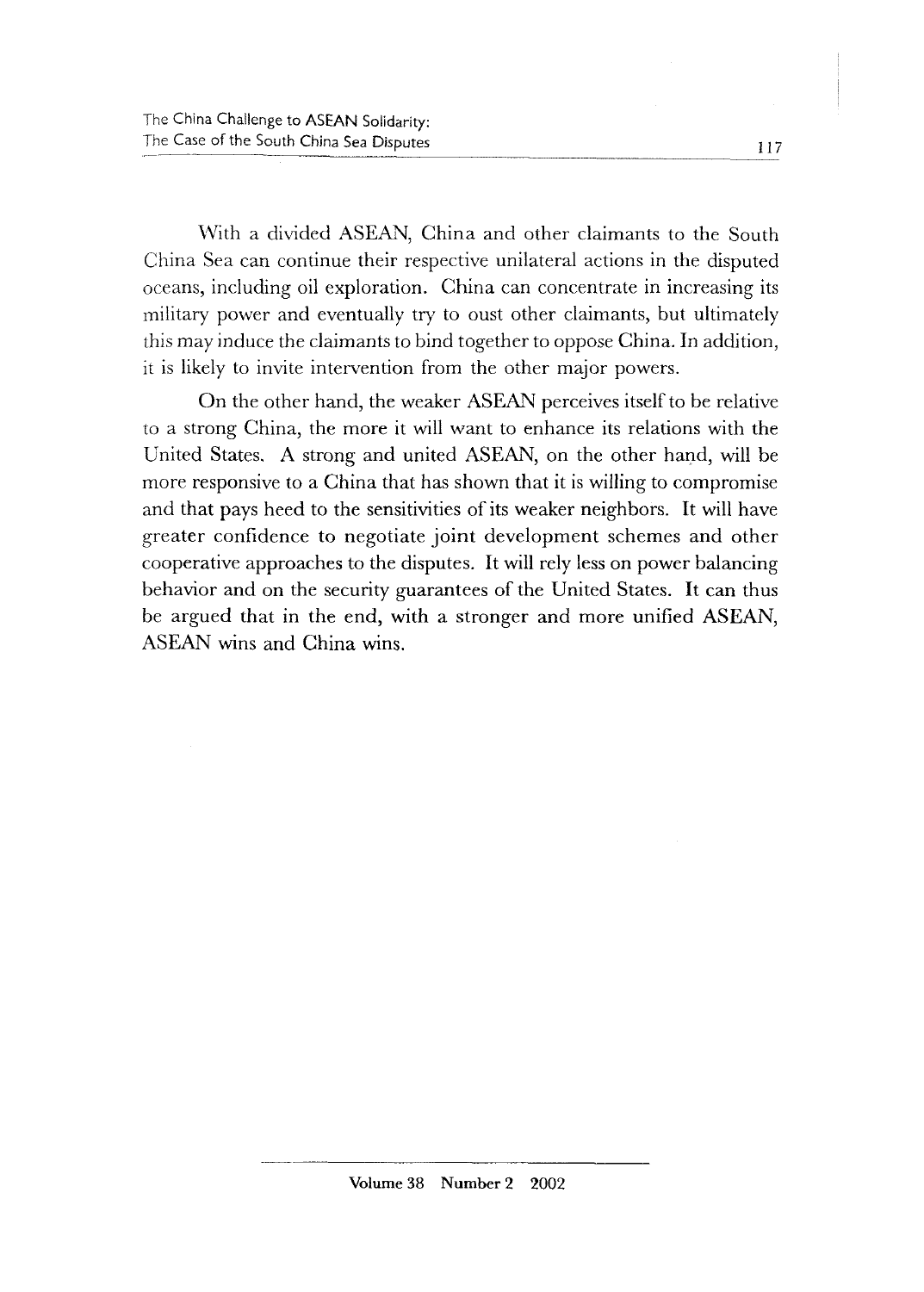With a divided ASEAN, China and other claimants to the South China Sea can continue their respective unilateral actions in the disputed oceans, including oil exploration. China can concentrate in increasing its military power and eventually try to oust other claimants, but ultimately this may induce the claimants to bind together to oppose China. In addition, it is likely to invite intervention from the other major powers.

On the other hand, the weaker ASEAN perceives itself to be relative to a strong China, the more it will want to enhance its relations with the United States. A strong and united ASEAN, on the other hand, will be more responsive to a China that has shown that it is willing to compromise and that pays heed to the sensitivities of its weaker neighbors. It will have greater confidence to negotiate joint development schemes and other cooperative approaches to the disputes. It will rely less on power balancing behavior and on the security guarantees of the United States. It can thus be argued that in the end, with a stronger and more unified ASEAN, ASEAN wins and China wins.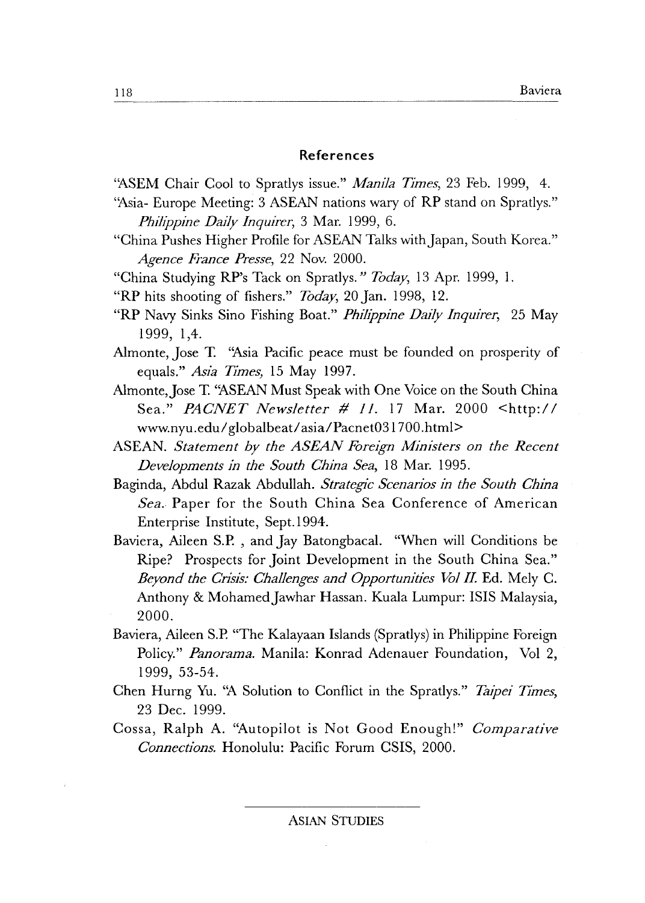## References

"ASEM Chair Cool to Spratlys issue." *Manila Times*, 23 Feb. 1999, 4.

"Asia- Europe Meeting: 3 ASEAN nations wary of RP stand on Spratlys." *Philippine Daily Inquirer*, 3 Mar. 1999, 6.

"China Pushes Higher Profile for ASEAN Talks with Japan, South Korea." *Agence France Presse*, 22 Nov. 2000.

"China Studying RP's Tack on Spratlys." *Today*, 13 Apr. 1999, 1.

"RP hits shooting of fishers." *Today*, 20 Jan. 1998, 12.

"RP Navy Sinks Sino Fishing Boat." *Philippine Daily Inquirer*, 25 May 1999, 1,4.

Almonte, Jose T. "Asia Pacific peace must be founded on prosperity of equals." *Asia Times*, 15 May 1997.

Almonte, Jose T. "ASEAN Must Speak with One Voice on the South China Sea." *PACNET Newsletter # 11*. 17 Mar. 2000 <http://www.nyu.edu/globalbeat/asia/Pacnet031700.html>

ASEAN. *Statement by the ASEAN Foreign Ministers on the Recent Developments in the South China Sea*, 18 Mar. 1995.

Baginda, Abdul Razak Abdullah. *Strategic Scenarios in the South China Sea*. Paper for the South China Sea Conference of American Enterprise Institute, Sept.1994.

Baviera, Aileen S.P. , and Jay Batongbacal. "When will Conditions be Ripe? Prospects for Joint Development in the South China Sea." *Beyond the Crisis: Challenges and Opportunities Vol II*. Ed. Mely C. Anthony & Mohamed Jawhar Hassan. Kuala Lumpur: ISIS Malaysia, 2000.

Baviera, Aileen S.P. "The Kalayaan Islands (Spratlys) in Philippine Foreign Policy." *Panorama*. Manila: Konrad Adenauer Foundation, Vol 2, 1999, 53-54.

Chen Hurng Yu. "A Solution to Conflict in the Spratlys." *Taipei Times*, 23 Dec. 1999.

Cossa, Ralph A. "Autopilot is Not Good Enough!" *Comparative Connections*. Honolulu: Pacific Forum CSIS, 2000.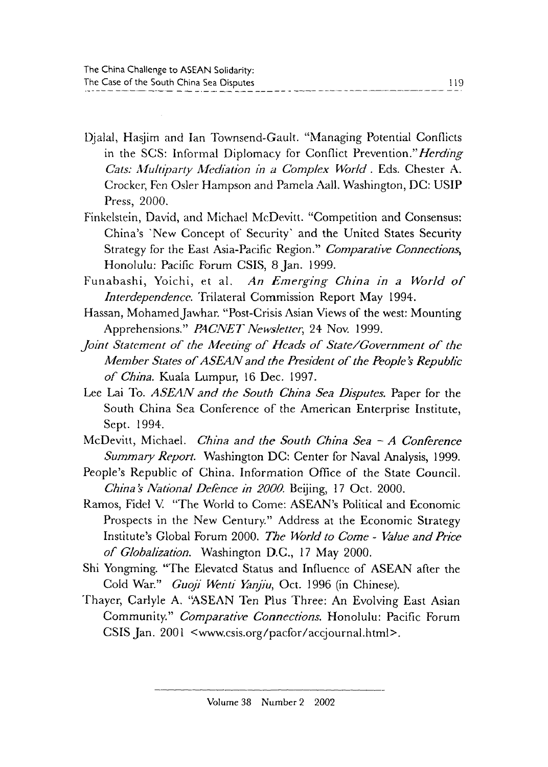Djalal, Hasjim and Ian Townsend-Gault. "Managing Potential Conflicts in the SCS: Informal Diplomacy for Conflict Prevention."*Herding Cats: Multiparty Mediation in a Complex World* . Eds. Chester A. Crocker, Fen Osler Hampson and Pamela Aall. Washington, DC: USIP Press, 2000.

Finkelstein, David, and Michael McDevitt. "Competition and Consensus: China's 'New Concept of Security' and the United States Security Strategy for the East Asia-Pacific Region." *Comparative Connections*, Honolulu: Pacific Forum CSIS, 8 Jan. 1999.

Funabashi, Yoichi, et al. *An Emerging China in a World of Interdependence*. Trilateral Commission Report May 1994.

Hassan, Mohamed Jawhar. "Post-Crisis Asian Views of the west: Mounting Apprehensions." *PACNET Newsletter*, 24 Nov. 1999.

*Joint Statement of the Meeting of Heads of State/Government of the Member States of ASEAN and the President of the People's Republic of China.* Kuala Lumpur, 16 Dec. 1997.

Lee Lai To. *ASEAN and the South China Sea Disputes.* Paper for the South China Sea Conference of the American Enterprise Institute, Sept. 1994.

McDevitt, Michael. *China and the South China Sea – A Conference Summary Report.* Washington DC: Center for Naval Analysis, 1999.

People's Republic of China. Information Office of the State Council. *China's National Defence in 2000.* Beijing, 17 Oct. 2000.

Ramos, Fidel V. "The World to Come: ASEAN's Political and Economic Prospects in the New Century." Address at the Economic Strategy Institute's Global Forum 2000. *The World to Come - Value and Price of Globalization.* Washington D.C., 17 May 2000.

Shi Yongming. "The Elevated Status and Influence of ASEAN after the Cold War." *Guoji Wenti Yanjiu*, Oct. 1996 (in Chinese).

Thayer, Carlyle A. "ASEAN Ten Plus Three: An Evolving East Asian Community." *Comparative Connections.* Honolulu: Pacific Forum CSIS Jan. 2001 <www.csis.org/pacfor/accjournal.html>.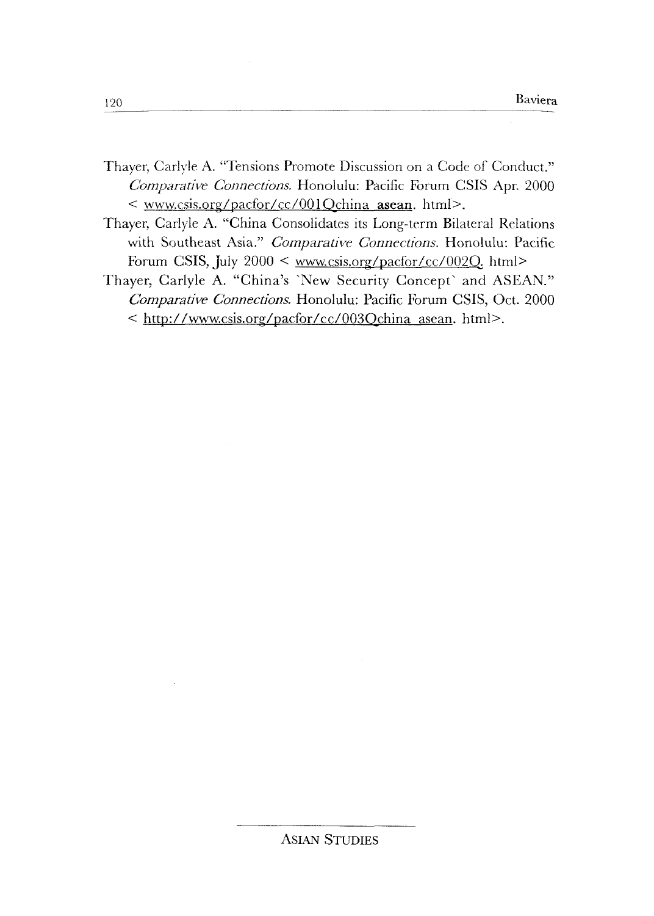Thayer, Carlyle A. "Tensions Promote Discussion on a Code of Conduct." *Comparative Connections.* Honolulu: Pacific Forum CSIS Apr. 2000 < www.csis.org/pacfor/cc/001Qchina_asean. html>.

Thayer, Carlyle A. "China Consolidates its Long-term Bilateral Relations with Southeast Asia." *Comparative Connections.* Honolulu: Pacific Forum CSIS, July 2000 < www.csis.org/pacfor/cc/002Q. html>

Thayer, Carlyle A. "China's 'New Security Concept' and ASEAN." *Comparative Connections.* Honolulu: Pacific Forum CSIS, Oct. 2000 < http://www.csis.org/pacfor/cc/003Qchina_asean. html>.